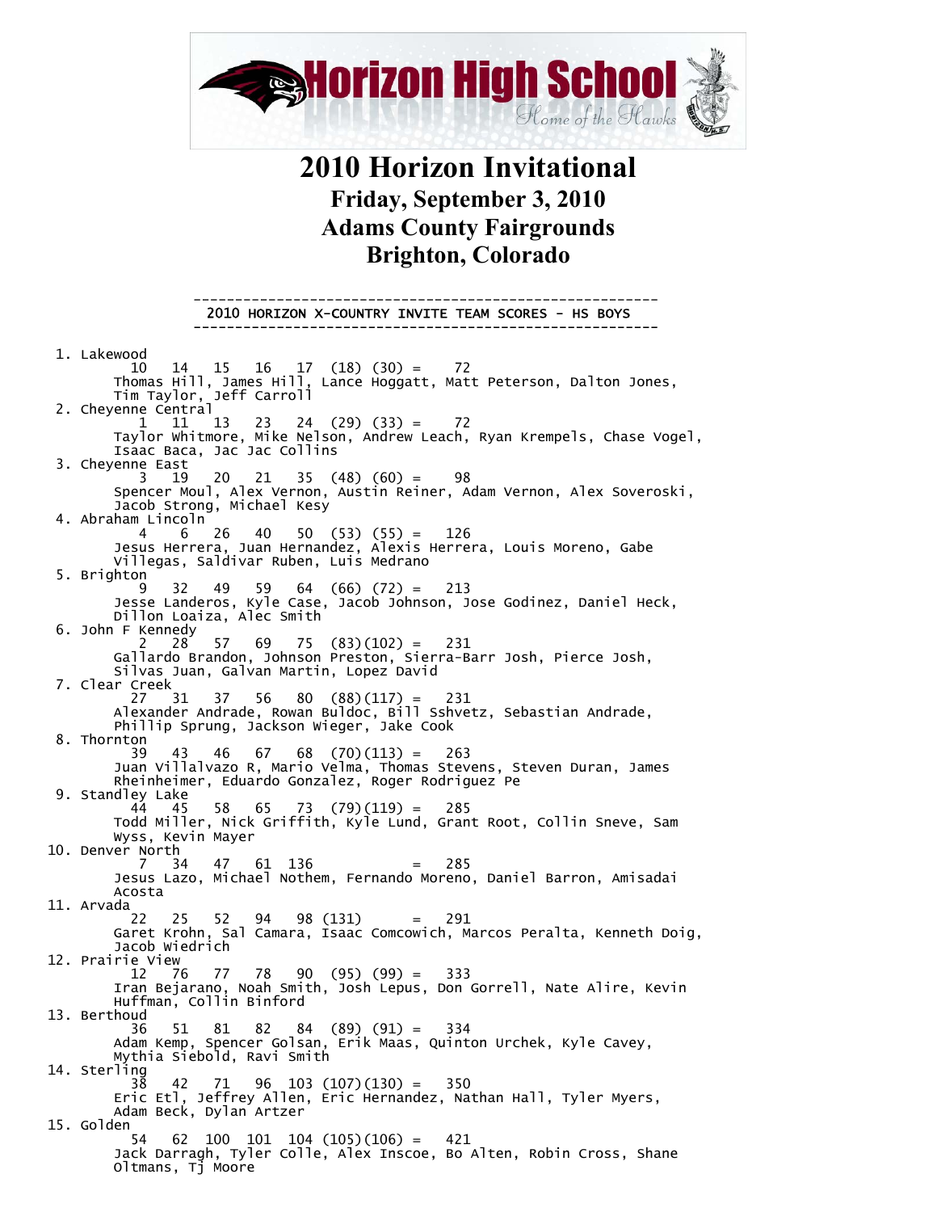# Horizon High School

*Home of the Hawks*

# 2010 Horizon Invitational

## Friday, September 3, 2010
## Adams County Fairgrounds
## Brighton, Colorado

```
---------------------------------------------------------
 2010 HORIZON X-COUNTRY INVITE TEAM SCORES - HS BOYS
---------------------------------------------------------

  1. Lakewood
         10   14   15   16   17  (18) (30) =    72
       Thomas Hill, James Hill, Lance Hoggatt, Matt Peterson, Dalton Jones,
       Tim Taylor, Jeff Carroll
  2. Cheyenne Central
          1   11   13   23   24  (29) (33) =    72
       Taylor Whitmore, Mike Nelson, Andrew Leach, Ryan Krempels, Chase Vogel,
       Isaac Baca, Jac Jac Collins
  3. Cheyenne East
          3   19   20   21   35  (48) (60) =    98
       Spencer Moul, Alex Vernon, Austin Reiner, Adam Vernon, Alex Soveroski,
       Jacob Strong, Michael Kesy
  4. Abraham Lincoln
          4    6   26   40   50  (53) (55) =   126
       Jesus Herrera, Juan Hernandez, Alexis Herrera, Louis Moreno, Gabe
       Villegas, Saldivar Ruben, Luis Medrano
  5. Brighton
          9   32   49   59   64  (66) (72) =   213
       Jesse Landeros, Kyle Case, Jacob Johnson, Jose Godinez, Daniel Heck,
       Dillon Loaiza, Alec Smith
  6. John F Kennedy
          2   28   57   69   75  (83)(102) =   231
       Gallardo Brandon, Johnson Preston, Sierra-Barr Josh, Pierce Josh,
       Silvas Juan, Galvan Martin, Lopez David
  7. Clear Creek
         27   31   37   56   80  (88)(117) =   231
       Alexander Andrade, Rowan Buldoc, Bill Sshvetz, Sebastian Andrade,
       Phillip Sprung, Jackson Wieger, Jake Cook
  8. Thornton
         39   43   46   67   68  (70)(113) =   263
       Juan Villalvazo R, Mario Velma, Thomas Stevens, Steven Duran, James
       Rheinheimer, Eduardo Gonzalez, Roger Rodriguez Pe
  9. Standley Lake
         44   45   58   65   73  (79)(119) =   285
       Todd Miller, Nick Griffith, Kyle Lund, Grant Root, Collin Sneve, Sam
       Wyss, Kevin Mayer
 10. Denver North
          7   34   47   61  136            =   285
       Jesus Lazo, Michael Nothem, Fernando Moreno, Daniel Barron, Amisadai
       Acosta
 11. Arvada
         22   25   52   94   98 (131)      =   291
       Garet Krohn, Sal Camara, Isaac Comcowich, Marcos Peralta, Kenneth Doig,
       Jacob Wiedrich
 12. Prairie View
         12   76   77   78   90  (95) (99) =   333
       Iran Bejarano, Noah Smith, Josh Lepus, Don Gorrell, Nate Alire, Kevin
       Huffman, Collin Binford
 13. Berthoud
         36   51   81   82   84  (89) (91) =   334
       Adam Kemp, Spencer Golsan, Erik Maas, Quinton Urchek, Kyle Cavey,
       Mythia Siebold, Ravi Smith
 14. Sterling
         38   42   71   96  103 (107)(130) =   350
       Eric Etl, Jeffrey Allen, Eric Hernandez, Nathan Hall, Tyler Myers,
       Adam Beck, Dylan Artzer
 15. Golden
         54   62  100  101  104 (105)(106) =   421
       Jack Darragh, Tyler Colle, Alex Inscoe, Bo Alten, Robin Cross, Shane
       Oltmans, Tj Moore
```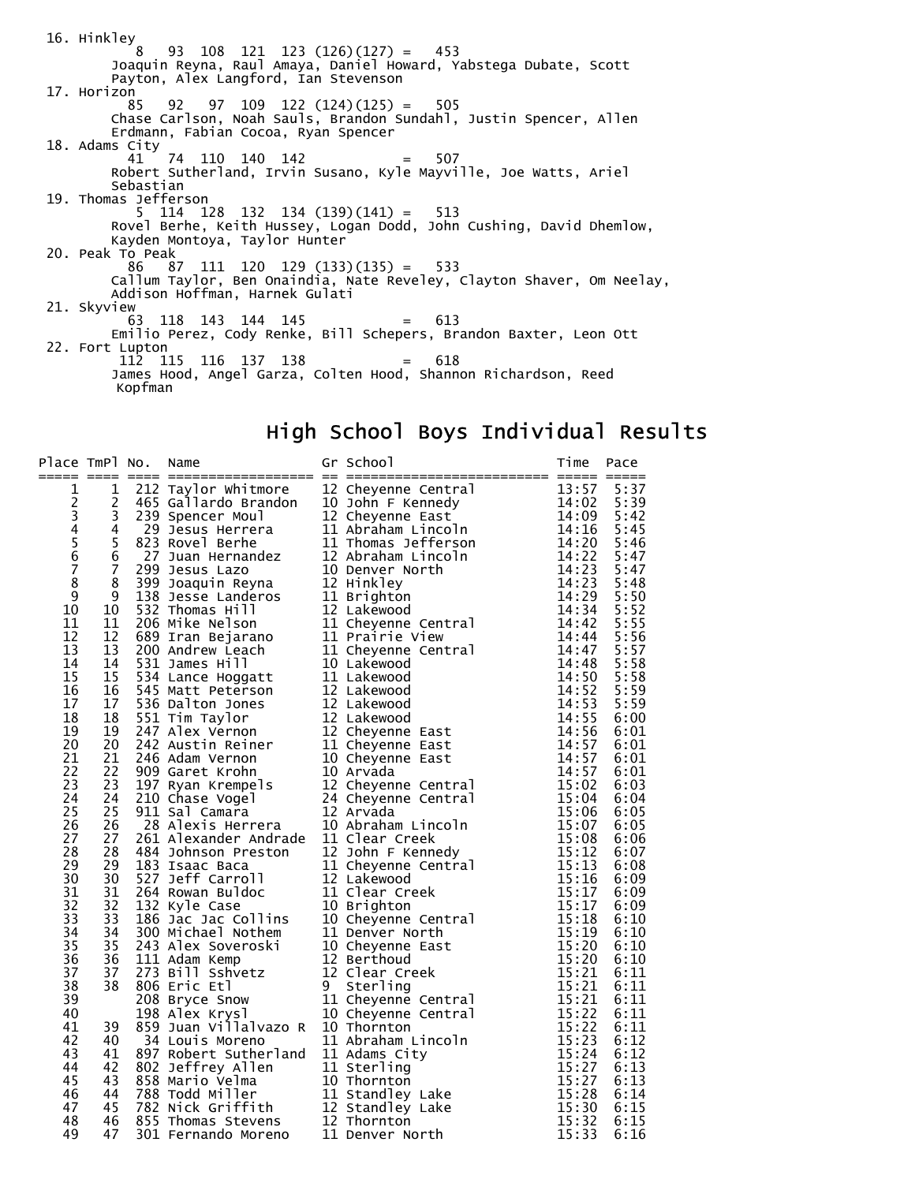16. Hinkley
    8 93 108 121 123 (126)(127) = 453
    Joaquin Reyna, Raul Amaya, Daniel Howard, Yabstega Dubate, Scott Payton, Alex Langford, Ian Stevenson
17. Horizon
    85 92 97 109 122 (124)(125) = 505
    Chase Carlson, Noah Sauls, Brandon Sundahl, Justin Spencer, Allen Erdmann, Fabian Cocoa, Ryan Spencer
18. Adams City
    41 74 110 140 142 = 507
    Robert Sutherland, Irvin Susano, Kyle Mayville, Joe Watts, Ariel Sebastian
19. Thomas Jefferson
    5 114 128 132 134 (139)(141) = 513
    Rovel Berhe, Keith Hussey, Logan Dodd, John Cushing, David Dhemlow, Kayden Montoya, Taylor Hunter
20. Peak To Peak
    86 87 111 120 129 (133)(135) = 533
    Callum Taylor, Ben Onaindia, Nate Reveley, Clayton Shaver, Om Neelay, Addison Hoffman, Harnek Gulati
21. Skyview
    63 118 143 144 145 = 613
    Emilio Perez, Cody Renke, Bill Schepers, Brandon Baxter, Leon Ott
22. Fort Lupton
    112 115 116 137 138 = 618
    James Hood, Angel Garza, Colten Hood, Shannon Richardson, Reed Kopfman

# High School Boys Individual Results

| Place | TmPl | No. | Name | Gr | School | Time | Pace |
|---|---|---|---|---|---|---|---|
| 1 | 1 | 212 | Taylor Whitmore | 12 | Cheyenne Central | 13:57 | 5:37 |
| 2 | 2 | 465 | Gallardo Brandon | 10 | John F Kennedy | 14:02 | 5:39 |
| 3 | 3 | 239 | Spencer Moul | 12 | Cheyenne East | 14:09 | 5:42 |
| 4 | 4 | 29 | Jesus Herrera | 11 | Abraham Lincoln | 14:16 | 5:45 |
| 5 | 5 | 823 | Rovel Berhe | 11 | Thomas Jefferson | 14:20 | 5:46 |
| 6 | 6 | 27 | Juan Hernandez | 12 | Abraham Lincoln | 14:22 | 5:47 |
| 7 | 7 | 299 | Jesus Lazo | 10 | Denver North | 14:23 | 5:47 |
| 8 | 8 | 399 | Joaquin Reyna | 12 | Hinkley | 14:23 | 5:48 |
| 9 | 9 | 138 | Jesse Landeros | 11 | Brighton | 14:29 | 5:50 |
| 10 | 10 | 532 | Thomas Hill | 12 | Lakewood | 14:34 | 5:52 |
| 11 | 11 | 206 | Mike Nelson | 11 | Cheyenne Central | 14:42 | 5:55 |
| 12 | 12 | 689 | Iran Bejarano | 11 | Prairie View | 14:44 | 5:56 |
| 13 | 13 | 200 | Andrew Leach | 11 | Cheyenne Central | 14:47 | 5:57 |
| 14 | 14 | 531 | James Hill | 10 | Lakewood | 14:48 | 5:58 |
| 15 | 15 | 534 | Lance Hoggatt | 11 | Lakewood | 14:50 | 5:58 |
| 16 | 16 | 545 | Matt Peterson | 12 | Lakewood | 14:52 | 5:59 |
| 17 | 17 | 536 | Dalton Jones | 12 | Lakewood | 14:53 | 5:59 |
| 18 | 18 | 551 | Tim Taylor | 12 | Lakewood | 14:55 | 6:00 |
| 19 | 19 | 247 | Alex Vernon | 12 | Cheyenne East | 14:56 | 6:01 |
| 20 | 20 | 242 | Austin Reiner | 11 | Cheyenne East | 14:57 | 6:01 |
| 21 | 21 | 246 | Adam Vernon | 10 | Cheyenne East | 14:57 | 6:01 |
| 22 | 22 | 909 | Garet Krohn | 10 | Arvada | 14:57 | 6:01 |
| 23 | 23 | 197 | Ryan Krempels | 12 | Cheyenne Central | 15:02 | 6:03 |
| 24 | 24 | 210 | Chase Vogel | 24 | Cheyenne Central | 15:04 | 6:04 |
| 25 | 25 | 911 | Sal Camara | 12 | Arvada | 15:06 | 6:05 |
| 26 | 26 | 28 | Alexis Herrera | 10 | Abraham Lincoln | 15:07 | 6:05 |
| 27 | 27 | 261 | Alexander Andrade | 11 | Clear Creek | 15:08 | 6:06 |
| 28 | 28 | 484 | Johnson Preston | 12 | John F Kennedy | 15:12 | 6:07 |
| 29 | 29 | 183 | Isaac Baca | 11 | Cheyenne Central | 15:13 | 6:08 |
| 30 | 30 | 527 | Jeff Carroll | 12 | Lakewood | 15:16 | 6:09 |
| 31 | 31 | 264 | Rowan Buldoc | 11 | Clear Creek | 15:17 | 6:09 |
| 32 | 32 | 132 | Kyle Case | 10 | Brighton | 15:17 | 6:09 |
| 33 | 33 | 186 | Jac Jac Collins | 10 | Cheyenne Central | 15:18 | 6:10 |
| 34 | 34 | 300 | Michael Nothem | 11 | Denver North | 15:19 | 6:10 |
| 35 | 35 | 243 | Alex Soveroski | 10 | Cheyenne East | 15:20 | 6:10 |
| 36 | 36 | 111 | Adam Kemp | 12 | Berthoud | 15:20 | 6:10 |
| 37 | 37 | 273 | Bill Sshvetz | 12 | Clear Creek | 15:21 | 6:11 |
| 38 | 38 | 806 | Eric Etl | 9 | Sterling | 15:21 | 6:11 |
| 39 | | 208 | Bryce Snow | 11 | Cheyenne Central | 15:21 | 6:11 |
| 40 | | 198 | Alex Krysl | 10 | Cheyenne Central | 15:22 | 6:11 |
| 41 | 39 | 859 | Juan Villalvazo R | 10 | Thornton | 15:22 | 6:11 |
| 42 | 40 | 34 | Louis Moreno | 11 | Abraham Lincoln | 15:23 | 6:12 |
| 43 | 41 | 897 | Robert Sutherland | 11 | Adams City | 15:24 | 6:12 |
| 44 | 42 | 802 | Jeffrey Allen | 11 | Sterling | 15:27 | 6:13 |
| 45 | 43 | 858 | Mario Velma | 10 | Thornton | 15:27 | 6:13 |
| 46 | 44 | 788 | Todd Miller | 11 | Standley Lake | 15:28 | 6:14 |
| 47 | 45 | 782 | Nick Griffith | 12 | Standley Lake | 15:30 | 6:15 |
| 48 | 46 | 855 | Thomas Stevens | 12 | Thornton | 15:32 | 6:15 |
| 49 | 47 | 301 | Fernando Moreno | 11 | Denver North | 15:33 | 6:16 |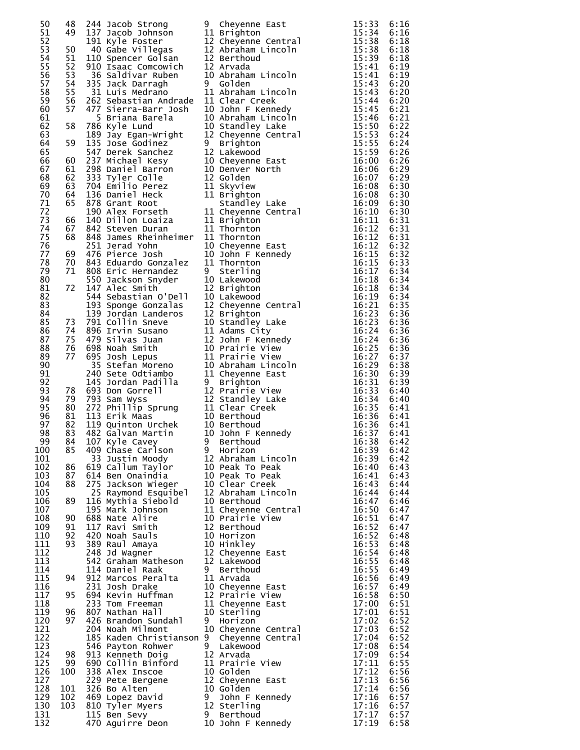| Place | Team Place | Bib | Name | Grade | School | Time | Pace |
|---|---|---|---|---|---|---|---|
| 50 | 48 | 244 | Jacob Strong | 9 | Cheyenne East | 15:33 | 6:16 |
| 51 | 49 | 137 | Jacob Johnson | 11 | Brighton | 15:34 | 6:16 |
| 52 | | 191 | Kyle Foster | 12 | Cheyenne Central | 15:38 | 6:18 |
| 53 | 50 | 40 | Gabe Villegas | 12 | Abraham Lincoln | 15:38 | 6:18 |
| 54 | 51 | 110 | Spencer Golsan | 12 | Berthoud | 15:39 | 6:18 |
| 55 | 52 | 910 | Isaac Comcowich | 12 | Arvada | 15:41 | 6:19 |
| 56 | 53 | 36 | Saldivar Ruben | 10 | Abraham Lincoln | 15:41 | 6:19 |
| 57 | 54 | 335 | Jack Darragh | 9 | Golden | 15:43 | 6:20 |
| 58 | 55 | 31 | Luis Medrano | 11 | Abraham Lincoln | 15:43 | 6:20 |
| 59 | 56 | 262 | Sebastian Andrade | 11 | Clear Creek | 15:44 | 6:20 |
| 60 | 57 | 477 | Sierra-Barr Josh | 10 | John F Kennedy | 15:45 | 6:21 |
| 61 | | 5 | Briana Barela | 10 | Abraham Lincoln | 15:46 | 6:21 |
| 62 | 58 | 786 | Kyle Lund | 10 | Standley Lake | 15:50 | 6:22 |
| 63 | | 189 | Jay Egan-Wright | 12 | Cheyenne Central | 15:53 | 6:24 |
| 64 | 59 | 135 | Jose Godinez | 9 | Brighton | 15:55 | 6:24 |
| 65 | | 547 | Derek Sanchez | 12 | Lakewood | 15:59 | 6:26 |
| 66 | 60 | 237 | Michael Kesy | 10 | Cheyenne East | 16:00 | 6:26 |
| 67 | 61 | 298 | Daniel Barron | 10 | Denver North | 16:06 | 6:29 |
| 68 | 62 | 333 | Tyler Colle | 12 | Golden | 16:07 | 6:29 |
| 69 | 63 | 704 | Emilio Perez | 11 | Skyview | 16:08 | 6:30 |
| 70 | 64 | 136 | Daniel Heck | 11 | Brighton | 16:08 | 6:30 |
| 71 | 65 | 878 | Grant Root | | Standley Lake | 16:09 | 6:30 |
| 72 | | 190 | Alex Forseth | 11 | Cheyenne Central | 16:10 | 6:30 |
| 73 | 66 | 140 | Dillon Loaiza | 11 | Brighton | 16:11 | 6:31 |
| 74 | 67 | 842 | Steven Duran | 11 | Thornton | 16:12 | 6:31 |
| 75 | 68 | 848 | James Rheinheimer | 11 | Thornton | 16:12 | 6:31 |
| 76 | | 251 | Jerad Yohn | 10 | Cheyenne East | 16:12 | 6:32 |
| 77 | 69 | 476 | Pierce Josh | 10 | John F Kennedy | 16:15 | 6:32 |
| 78 | 70 | 843 | Eduardo Gonzalez | 11 | Thornton | 16:15 | 6:33 |
| 79 | 71 | 808 | Eric Hernandez | 9 | Sterling | 16:17 | 6:34 |
| 80 | | 550 | Jackson Snyder | 10 | Lakewood | 16:18 | 6:34 |
| 81 | 72 | 147 | Alec Smith | 12 | Brighton | 16:18 | 6:34 |
| 82 | | 544 | Sebastian O'Dell | 10 | Lakewood | 16:19 | 6:34 |
| 83 | | 193 | Sponge Gonzalas | 12 | Cheyenne Central | 16:21 | 6:35 |
| 84 | | 139 | Jordan Landeros | 12 | Brighton | 16:23 | 6:36 |
| 85 | 73 | 791 | Collin Sneve | 10 | Standley Lake | 16:23 | 6:36 |
| 86 | 74 | 896 | Irvin Susano | 11 | Adams City | 16:24 | 6:36 |
| 87 | 75 | 479 | Silvas Juan | 12 | John F Kennedy | 16:24 | 6:36 |
| 88 | 76 | 698 | Noah Smith | 10 | Prairie View | 16:25 | 6:36 |
| 89 | 77 | 695 | Josh Lepus | 11 | Prairie View | 16:27 | 6:37 |
| 90 | | 35 | Stefan Moreno | 10 | Abraham Lincoln | 16:29 | 6:38 |
| 91 | | 240 | Sete Odtiambo | 11 | Cheyenne East | 16:30 | 6:39 |
| 92 | | 145 | Jordan Padilla | 9 | Brighton | 16:31 | 6:39 |
| 93 | 78 | 693 | Don Gorrell | 12 | Prairie View | 16:33 | 6:40 |
| 94 | 79 | 793 | Sam Wyss | 12 | Standley Lake | 16:34 | 6:40 |
| 95 | 80 | 272 | Phillip Sprung | 11 | Clear Creek | 16:35 | 6:41 |
| 96 | 81 | 113 | Erik Maas | 10 | Berthoud | 16:36 | 6:41 |
| 97 | 82 | 119 | Quinton Urchek | 10 | Berthoud | 16:36 | 6:41 |
| 98 | 83 | 482 | Galvan Martin | 10 | John F Kennedy | 16:37 | 6:41 |
| 99 | 84 | 107 | Kyle Cavey | 9 | Berthoud | 16:38 | 6:42 |
| 100 | 85 | 409 | Chase Carlson | 9 | Horizon | 16:39 | 6:42 |
| 101 | | 33 | Justin Moody | 12 | Abraham Lincoln | 16:39 | 6:42 |
| 102 | 86 | 619 | Callum Taylor | 10 | Peak To Peak | 16:40 | 6:43 |
| 103 | 87 | 614 | Ben Onaindia | 10 | Peak To Peak | 16:41 | 6:43 |
| 104 | 88 | 275 | Jackson Wieger | 10 | Clear Creek | 16:43 | 6:44 |
| 105 | | 25 | Raymond Esquibel | 12 | Abraham Lincoln | 16:44 | 6:44 |
| 106 | 89 | 116 | Mythia Siebold | 10 | Berthoud | 16:47 | 6:46 |
| 107 | | 195 | Mark Johnson | 11 | Cheyenne Central | 16:50 | 6:47 |
| 108 | 90 | 688 | Nate Alire | 10 | Prairie View | 16:51 | 6:47 |
| 109 | 91 | 117 | Ravi Smith | 12 | Berthoud | 16:52 | 6:47 |
| 110 | 92 | 420 | Noah Sauls | 10 | Horizon | 16:52 | 6:48 |
| 111 | 93 | 389 | Raul Amaya | 10 | Hinkley | 16:53 | 6:48 |
| 112 | | 248 | Jd Wagner | 12 | Cheyenne East | 16:54 | 6:48 |
| 113 | | 542 | Graham Matheson | 12 | Lakewood | 16:55 | 6:48 |
| 114 | | 114 | Daniel Raak | 9 | Berthoud | 16:55 | 6:49 |
| 115 | 94 | 912 | Marcos Peralta | 11 | Arvada | 16:56 | 6:49 |
| 116 | | 231 | Josh Drake | 10 | Cheyenne East | 16:57 | 6:49 |
| 117 | 95 | 694 | Kevin Huffman | 12 | Prairie View | 16:58 | 6:50 |
| 118 | | 233 | Tom Freeman | 11 | Cheyenne East | 17:00 | 6:51 |
| 119 | 96 | 807 | Nathan Hall | 10 | Sterling | 17:01 | 6:51 |
| 120 | 97 | 426 | Brandon Sundahl | 9 | Horizon | 17:02 | 6:52 |
| 121 | | 204 | Noah Milmont | 10 | Cheyenne Central | 17:03 | 6:52 |
| 122 | | 185 | Kaden Christianson | 9 | Cheyenne Central | 17:04 | 6:52 |
| 123 | | 546 | Payton Rohwer | 9 | Lakewood | 17:08 | 6:54 |
| 124 | 98 | 913 | Kenneth Doig | 12 | Arvada | 17:09 | 6:54 |
| 125 | 99 | 690 | Collin Binford | 11 | Prairie View | 17:11 | 6:55 |
| 126 | 100 | 338 | Alex Inscoe | 10 | Golden | 17:12 | 6:56 |
| 127 | | 229 | Pete Bergene | 12 | Cheyenne East | 17:13 | 6:56 |
| 128 | 101 | 326 | Bo Alten | 10 | Golden | 17:14 | 6:56 |
| 129 | 102 | 469 | Lopez David | 9 | John F Kennedy | 17:16 | 6:57 |
| 130 | 103 | 810 | Tyler Myers | 12 | Sterling | 17:16 | 6:57 |
| 131 | | 115 | Ben Sevy | 9 | Berthoud | 17:17 | 6:57 |
| 132 | | 470 | Aguirre Deon | 10 | John F Kennedy | 17:19 | 6:58 |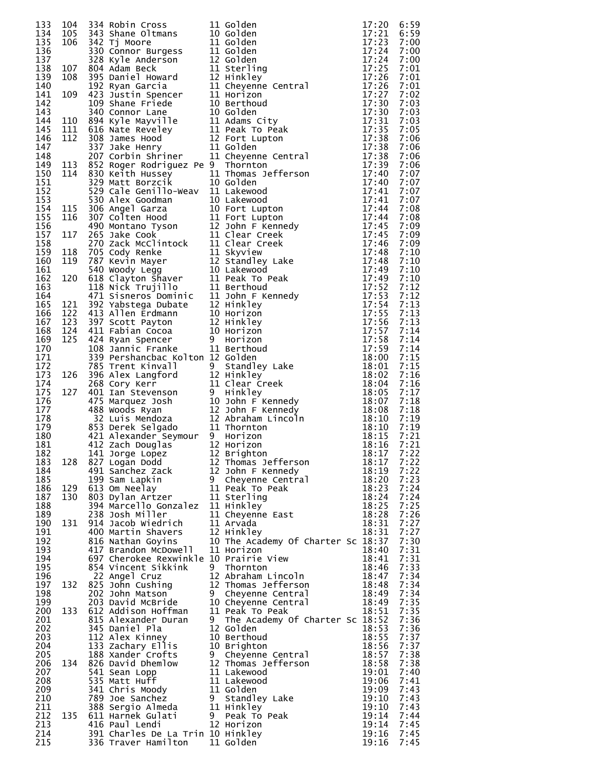| | | | | | | | |
|---|---|---|---|---|---|---|---|
| 133 | 104 | 334 | Robin Cross | 11 | Golden | 17:20 | 6:59 |
| 134 | 105 | 343 | Shane Oltmans | 10 | Golden | 17:21 | 6:59 |
| 135 | 106 | 342 | Tj Moore | 11 | Golden | 17:23 | 7:00 |
| 136 | | 330 | Connor Burgess | 11 | Golden | 17:24 | 7:00 |
| 137 | | 328 | Kyle Anderson | 12 | Golden | 17:24 | 7:00 |
| 138 | 107 | 804 | Adam Beck | 11 | Sterling | 17:25 | 7:01 |
| 139 | 108 | 395 | Daniel Howard | 12 | Hinkley | 17:26 | 7:01 |
| 140 | | 192 | Ryan Garcia | 11 | Cheyenne Central | 17:26 | 7:01 |
| 141 | 109 | 423 | Justin Spencer | 11 | Horizon | 17:27 | 7:02 |
| 142 | | 109 | Shane Friede | 10 | Berthoud | 17:30 | 7:03 |
| 143 | | 340 | Connor Lane | 10 | Golden | 17:30 | 7:03 |
| 144 | 110 | 894 | Kyle Mayville | 11 | Adams City | 17:31 | 7:03 |
| 145 | 111 | 616 | Nate Reveley | 11 | Peak To Peak | 17:35 | 7:05 |
| 146 | 112 | 308 | James Hood | 12 | Fort Lupton | 17:38 | 7:06 |
| 147 | | 337 | Jake Henry | 11 | Golden | 17:38 | 7:06 |
| 148 | | 207 | Corbin Shriner | 11 | Cheyenne Central | 17:38 | 7:06 |
| 149 | 113 | 852 | Roger Rodriguez Pe | 9 | Thornton | 17:39 | 7:06 |
| 150 | 114 | 830 | Keith Hussey | 11 | Thomas Jefferson | 17:40 | 7:07 |
| 151 | | 329 | Matt Borzcik | 10 | Golden | 17:40 | 7:07 |
| 152 | | 529 | Cale Genillo-Weav | 11 | Lakewood | 17:41 | 7:07 |
| 153 | | 530 | Alex Goodman | 10 | Lakewood | 17:41 | 7:07 |
| 154 | 115 | 306 | Angel Garza | 10 | Fort Lupton | 17:44 | 7:08 |
| 155 | 116 | 307 | Colten Hood | 11 | Fort Lupton | 17:44 | 7:08 |
| 156 | | 490 | Montano Tyson | 12 | John F Kennedy | 17:45 | 7:09 |
| 157 | 117 | 265 | Jake Cook | 11 | Clear Creek | 17:45 | 7:09 |
| 158 | | 270 | Zack McClintock | 11 | Clear Creek | 17:46 | 7:09 |
| 159 | 118 | 705 | Cody Renke | 11 | Skyview | 17:48 | 7:10 |
| 160 | 119 | 787 | Kevin Mayer | 12 | Standley Lake | 17:48 | 7:10 |
| 161 | | 540 | Woody Legg | 10 | Lakewood | 17:49 | 7:10 |
| 162 | 120 | 618 | Clayton Shaver | 11 | Peak To Peak | 17:49 | 7:10 |
| 163 | | 118 | Nick Trujillo | 11 | Berthoud | 17:52 | 7:12 |
| 164 | | 471 | Sisneros Dominic | 11 | John F Kennedy | 17:53 | 7:12 |
| 165 | 121 | 392 | Yabstega Dubate | 12 | Hinkley | 17:54 | 7:13 |
| 166 | 122 | 413 | Allen Erdmann | 10 | Horizon | 17:55 | 7:13 |
| 167 | 123 | 397 | Scott Payton | 12 | Hinkley | 17:56 | 7:13 |
| 168 | 124 | 411 | Fabian Cocoa | 10 | Horizon | 17:57 | 7:14 |
| 169 | 125 | 424 | Ryan Spencer | 9 | Horizon | 17:58 | 7:14 |
| 170 | | 108 | Jannic Franke | 11 | Berthoud | 17:59 | 7:14 |
| 171 | | 339 | Pershancbac Kolton | 12 | Golden | 18:00 | 7:15 |
| 172 | | 785 | Trent Kinvall | 9 | Standley Lake | 18:01 | 7:15 |
| 173 | 126 | 396 | Alex Langford | 12 | Hinkley | 18:02 | 7:16 |
| 174 | | 268 | Cory Kerr | 11 | Clear Creek | 18:04 | 7:16 |
| 175 | 127 | 401 | Ian Stevenson | 9 | Hinkley | 18:05 | 7:17 |
| 176 | | 475 | Marquez Josh | 10 | John F Kennedy | 18:07 | 7:18 |
| 177 | | 488 | Woods Ryan | 12 | John F Kennedy | 18:08 | 7:18 |
| 178 | | 32 | Luis Mendoza | 12 | Abraham Lincoln | 18:10 | 7:19 |
| 179 | | 853 | Derek Selgado | 11 | Thornton | 18:10 | 7:19 |
| 180 | | 421 | Alexander Seymour | 9 | Horizon | 18:15 | 7:21 |
| 181 | | 412 | Zach Douglas | 12 | Horizon | 18:16 | 7:21 |
| 182 | | 141 | Jorge Lopez | 12 | Brighton | 18:17 | 7:22 |
| 183 | 128 | 827 | Logan Dodd | 12 | Thomas Jefferson | 18:17 | 7:22 |
| 184 | | 491 | Sanchez Zack | 12 | John F Kennedy | 18:19 | 7:22 |
| 185 | | 199 | Sam Lapkin | 9 | Cheyenne Central | 18:20 | 7:23 |
| 186 | 129 | 613 | Om Neelay | 11 | Peak To Peak | 18:23 | 7:24 |
| 187 | 130 | 803 | Dylan Artzer | 11 | Sterling | 18:24 | 7:24 |
| 188 | | 394 | Marcello Gonzalez | 11 | Hinkley | 18:25 | 7:25 |
| 189 | | 238 | Josh Miller | 11 | Cheyenne East | 18:28 | 7:26 |
| 190 | 131 | 914 | Jacob Wiedrich | 11 | Arvada | 18:31 | 7:27 |
| 191 | | 400 | Martin Shavers | 12 | Hinkley | 18:31 | 7:27 |
| 192 | | 816 | Nathan Goyins | 10 | The Academy Of Charter Sc | 18:37 | 7:30 |
| 193 | | 417 | Brandon McDowell | 11 | Horizon | 18:40 | 7:31 |
| 194 | | 697 | Cherokee Rexwinkle | 10 | Prairie View | 18:41 | 7:31 |
| 195 | | 854 | Vincent Sikkink | 9 | Thornton | 18:46 | 7:33 |
| 196 | | 22 | Angel Cruz | 12 | Abraham Lincoln | 18:47 | 7:34 |
| 197 | 132 | 825 | John Cushing | 12 | Thomas Jefferson | 18:48 | 7:34 |
| 198 | | 202 | John Matson | 9 | Cheyenne Central | 18:49 | 7:34 |
| 199 | | 203 | David McBride | 10 | Cheyenne Central | 18:49 | 7:35 |
| 200 | 133 | 612 | Addison Hoffman | 11 | Peak To Peak | 18:51 | 7:35 |
| 201 | | 815 | Alexander Duran | 9 | The Academy Of Charter Sc | 18:52 | 7:36 |
| 202 | | 345 | Daniel Pla | 12 | Golden | 18:53 | 7:36 |
| 203 | | 112 | Alex Kinney | 10 | Berthoud | 18:55 | 7:37 |
| 204 | | 133 | Zachary Ellis | 10 | Brighton | 18:56 | 7:37 |
| 205 | | 188 | Xander Crofts | 9 | Cheyenne Central | 18:57 | 7:38 |
| 206 | 134 | 826 | David Dhemlow | 12 | Thomas Jefferson | 18:58 | 7:38 |
| 207 | | 541 | Sean Lopp | 11 | Lakewood | 19:01 | 7:40 |
| 208 | | 535 | Matt Huff | 11 | Lakewood | 19:06 | 7:41 |
| 209 | | 341 | Chris Moody | 11 | Golden | 19:09 | 7:43 |
| 210 | | 789 | Joe Sanchez | 9 | Standley Lake | 19:10 | 7:43 |
| 211 | | 388 | Sergio Almeda | 11 | Hinkley | 19:10 | 7:43 |
| 212 | 135 | 611 | Harnek Gulati | 9 | Peak To Peak | 19:14 | 7:44 |
| 213 | | 416 | Paul Lendi | 12 | Horizon | 19:14 | 7:45 |
| 214 | | 391 | Charles De La Trin | 10 | Hinkley | 19:16 | 7:45 |
| 215 | | 336 | Traver Hamilton | 11 | Golden | 19:16 | 7:45 |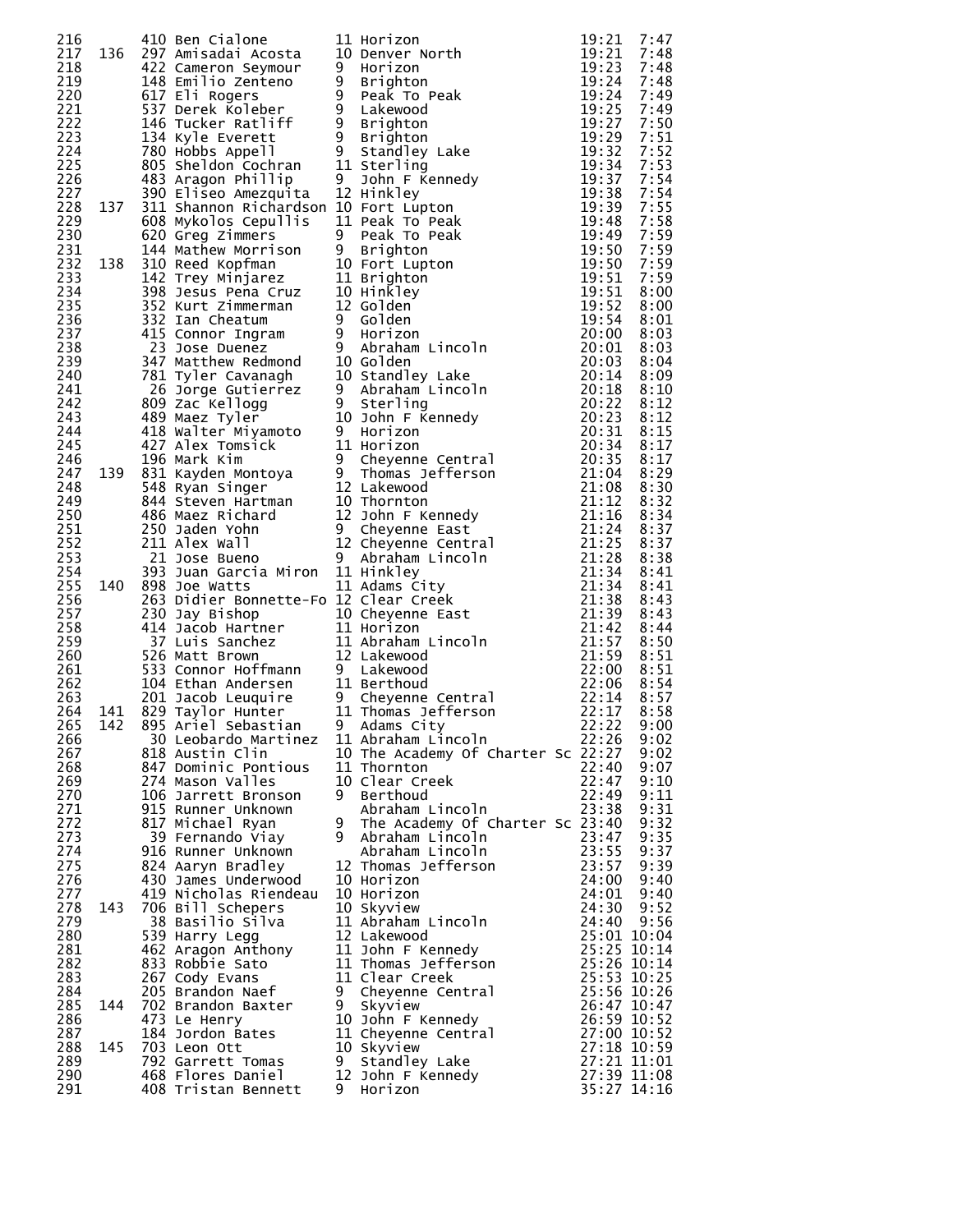| Place | Team Place | Bib | Name | Yr | School | Time | Pace |
|---|---|---|---|---|---|---|---|
| 216 | | 410 | Ben Cialone | 11 | Horizon | 19:21 | 7:47 |
| 217 | 136 | 297 | Amisadai Acosta | 10 | Denver North | 19:21 | 7:48 |
| 218 | | 422 | Cameron Seymour | 9 | Horizon | 19:23 | 7:48 |
| 219 | | 148 | Emilio Zenteno | 9 | Brighton | 19:24 | 7:48 |
| 220 | | 617 | Eli Rogers | 9 | Peak To Peak | 19:24 | 7:49 |
| 221 | | 537 | Derek Koleber | 9 | Lakewood | 19:25 | 7:49 |
| 222 | | 146 | Tucker Ratliff | 9 | Brighton | 19:27 | 7:50 |
| 223 | | 134 | Kyle Everett | 9 | Brighton | 19:29 | 7:51 |
| 224 | | 780 | Hobbs Appell | 9 | Standley Lake | 19:32 | 7:52 |
| 225 | | 805 | Sheldon Cochran | 11 | Sterling | 19:34 | 7:53 |
| 226 | | 483 | Aragon Phillip | 9 | John F Kennedy | 19:37 | 7:54 |
| 227 | | 390 | Eliseo Amezquita | 12 | Hinkley | 19:38 | 7:54 |
| 228 | 137 | 311 | Shannon Richardson | 10 | Fort Lupton | 19:39 | 7:55 |
| 229 | | 608 | Mykolos Cepullis | 11 | Peak To Peak | 19:48 | 7:58 |
| 230 | | 620 | Greg Zimmers | 9 | Peak To Peak | 19:49 | 7:59 |
| 231 | | 144 | Mathew Morrison | 9 | Brighton | 19:50 | 7:59 |
| 232 | 138 | 310 | Reed Kopfman | 10 | Fort Lupton | 19:50 | 7:59 |
| 233 | | 142 | Trey Minjarez | 11 | Brighton | 19:51 | 7:59 |
| 234 | | 398 | Jesus Pena Cruz | 10 | Hinkley | 19:51 | 8:00 |
| 235 | | 352 | Kurt Zimmerman | 12 | Golden | 19:52 | 8:00 |
| 236 | | 332 | Ian Cheatum | 9 | Golden | 19:54 | 8:01 |
| 237 | | 415 | Connor Ingram | 9 | Horizon | 20:00 | 8:03 |
| 238 | | 23 | Jose Duenez | 9 | Abraham Lincoln | 20:01 | 8:03 |
| 239 | | 347 | Matthew Redmond | 10 | Golden | 20:03 | 8:04 |
| 240 | | 781 | Tyler Cavanagh | 10 | Standley Lake | 20:14 | 8:09 |
| 241 | | 26 | Jorge Gutierrez | 9 | Abraham Lincoln | 20:18 | 8:10 |
| 242 | | 809 | Zac Kellogg | 9 | Sterling | 20:22 | 8:12 |
| 243 | | 489 | Maez Tyler | 10 | John F Kennedy | 20:23 | 8:12 |
| 244 | | 418 | Walter Miyamoto | 9 | Horizon | 20:31 | 8:15 |
| 245 | | 427 | Alex Tomsick | 11 | Horizon | 20:34 | 8:17 |
| 246 | | 196 | Mark Kim | 9 | Cheyenne Central | 20:35 | 8:17 |
| 247 | 139 | 831 | Kayden Montoya | 9 | Thomas Jefferson | 21:04 | 8:29 |
| 248 | | 548 | Ryan Singer | 12 | Lakewood | 21:08 | 8:30 |
| 249 | | 844 | Steven Hartman | 10 | Thornton | 21:12 | 8:32 |
| 250 | | 486 | Maez Richard | 12 | John F Kennedy | 21:16 | 8:34 |
| 251 | | 250 | Jaden Yohn | 9 | Cheyenne East | 21:24 | 8:37 |
| 252 | | 211 | Alex Wall | 12 | Cheyenne Central | 21:25 | 8:37 |
| 253 | | 21 | Jose Bueno | 9 | Abraham Lincoln | 21:28 | 8:38 |
| 254 | | 393 | Juan Garcia Miron | 11 | Hinkley | 21:34 | 8:41 |
| 255 | 140 | 898 | Joe Watts | 11 | Adams City | 21:34 | 8:41 |
| 256 | | 263 | Didier Bonnette-Fo | 12 | Clear Creek | 21:38 | 8:43 |
| 257 | | 230 | Jay Bishop | 10 | Cheyenne East | 21:39 | 8:43 |
| 258 | | 414 | Jacob Hartner | 11 | Horizon | 21:42 | 8:44 |
| 259 | | 37 | Luis Sanchez | 11 | Abraham Lincoln | 21:57 | 8:50 |
| 260 | | 526 | Matt Brown | 12 | Lakewood | 21:59 | 8:51 |
| 261 | | 533 | Connor Hoffmann | 9 | Lakewood | 22:00 | 8:51 |
| 262 | | 104 | Ethan Andersen | 11 | Berthoud | 22:06 | 8:54 |
| 263 | | 201 | Jacob Leuquire | 9 | Cheyenne Central | 22:14 | 8:57 |
| 264 | 141 | 829 | Taylor Hunter | 11 | Thomas Jefferson | 22:17 | 8:58 |
| 265 | 142 | 895 | Ariel Sebastian | 9 | Adams City | 22:22 | 9:00 |
| 266 | | 30 | Leobardo Martinez | 11 | Abraham Lincoln | 22:26 | 9:02 |
| 267 | | 818 | Austin Clin | 10 | The Academy Of Charter Sc | 22:27 | 9:02 |
| 268 | | 847 | Dominic Pontious | 11 | Thornton | 22:40 | 9:07 |
| 269 | | 274 | Mason Valles | 10 | Clear Creek | 22:47 | 9:10 |
| 270 | | 106 | Jarrett Bronson | 9 | Berthoud | 22:49 | 9:11 |
| 271 | | 915 | Runner Unknown | | Abraham Lincoln | 23:38 | 9:31 |
| 272 | | 817 | Michael Ryan | 9 | The Academy Of Charter Sc | 23:40 | 9:32 |
| 273 | | 39 | Fernando Viay | 9 | Abraham Lincoln | 23:47 | 9:35 |
| 274 | | 916 | Runner Unknown | | Abraham Lincoln | 23:55 | 9:37 |
| 275 | | 824 | Aaryn Bradley | 12 | Thomas Jefferson | 23:57 | 9:39 |
| 276 | | 430 | James Underwood | 10 | Horizon | 24:00 | 9:40 |
| 277 | | 419 | Nicholas Riendeau | 10 | Horizon | 24:01 | 9:40 |
| 278 | 143 | 706 | Bill Schepers | 10 | Skyview | 24:30 | 9:52 |
| 279 | | 38 | Basilio Silva | 11 | Abraham Lincoln | 24:40 | 9:56 |
| 280 | | 539 | Harry Legg | 12 | Lakewood | 25:01 | 10:04 |
| 281 | | 462 | Aragon Anthony | 11 | John F Kennedy | 25:25 | 10:14 |
| 282 | | 833 | Robbie Sato | 11 | Thomas Jefferson | 25:26 | 10:14 |
| 283 | | 267 | Cody Evans | 11 | Clear Creek | 25:53 | 10:25 |
| 284 | | 205 | Brandon Naef | 9 | Cheyenne Central | 25:56 | 10:26 |
| 285 | 144 | 702 | Brandon Baxter | 9 | Skyview | 26:47 | 10:47 |
| 286 | | 473 | Le Henry | 10 | John F Kennedy | 26:59 | 10:52 |
| 287 | | 184 | Jordon Bates | 11 | Cheyenne Central | 27:00 | 10:52 |
| 288 | 145 | 703 | Leon Ott | 10 | Skyview | 27:18 | 10:59 |
| 289 | | 792 | Garrett Tomas | 9 | Standley Lake | 27:21 | 11:01 |
| 290 | | 468 | Flores Daniel | 12 | John F Kennedy | 27:39 | 11:08 |
| 291 | | 408 | Tristan Bennett | 9 | Horizon | 35:27 | 14:16 |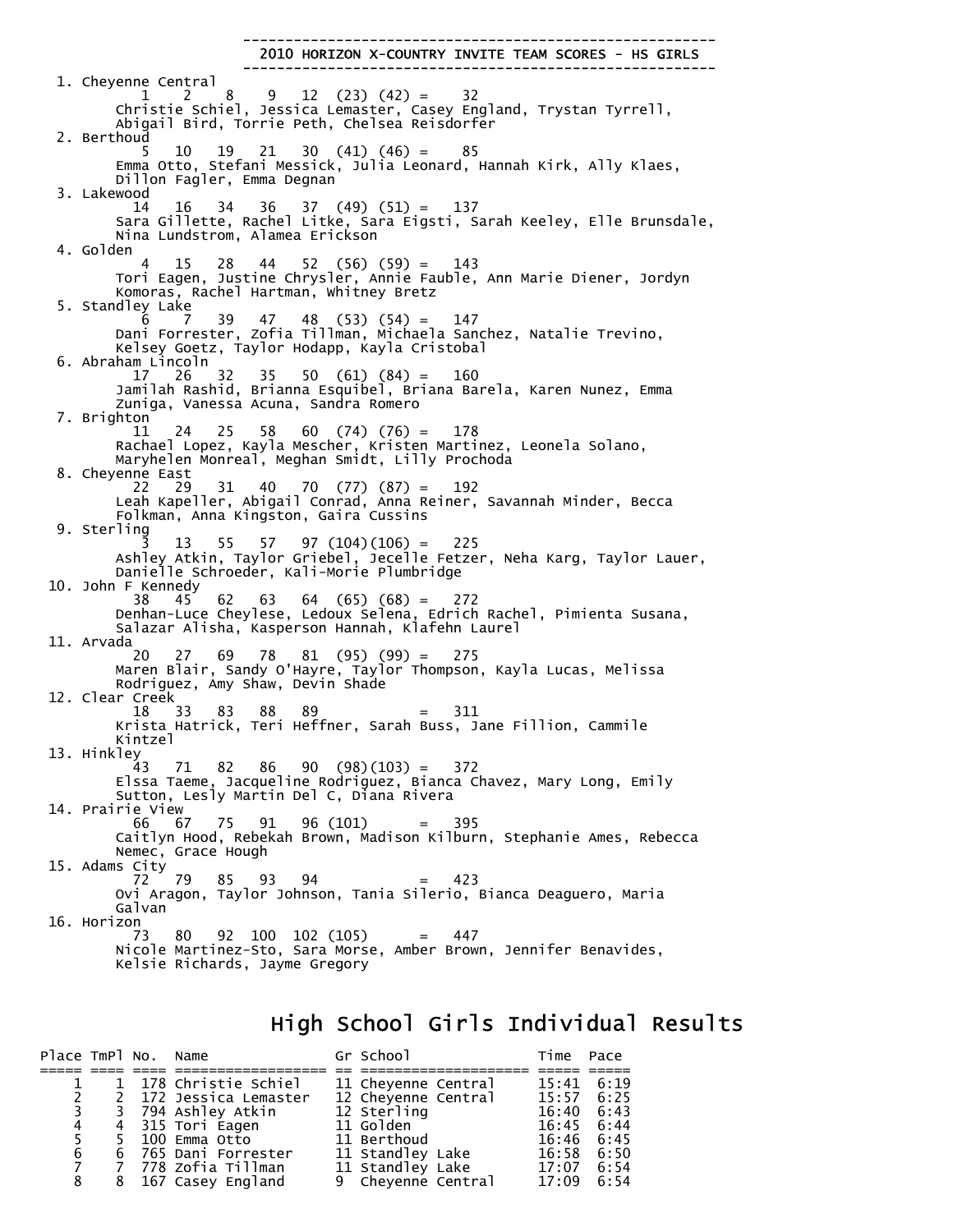## 2010 HORIZON X-COUNTRY INVITE TEAM SCORES - HS GIRLS

1. Cheyenne Central
   1 2 8 9 12 (23) (42) = 32
   Christie Schiel, Jessica Lemaster, Casey England, Trystan Tyrrell, Abigail Bird, Torrie Peth, Chelsea Reisdorfer
2. Berthoud
   5 10 19 21 30 (41) (46) = 85
   Emma Otto, Stefani Messick, Julia Leonard, Hannah Kirk, Ally Klaes, Dillon Fagler, Emma Degnan
3. Lakewood
   14 16 34 36 37 (49) (51) = 137
   Sara Gillette, Rachel Litke, Sara Eigsti, Sarah Keeley, Elle Brunsdale, Nina Lundstrom, Alamea Erickson
4. Golden
   4 15 28 44 52 (56) (59) = 143
   Tori Eagen, Justine Chrysler, Annie Fauble, Ann Marie Diener, Jordyn Komoras, Rachel Hartman, Whitney Bretz
5. Standley Lake
   6 7 39 47 48 (53) (54) = 147
   Dani Forrester, Zofia Tillman, Michaela Sanchez, Natalie Trevino, Kelsey Goetz, Taylor Hodapp, Kayla Cristobal
6. Abraham Lincoln
   17 26 32 35 50 (61) (84) = 160
   Jamilah Rashid, Brianna Esquibel, Briana Barela, Karen Nunez, Emma Zuniga, Vanessa Acuna, Sandra Romero
7. Brighton
   11 24 25 58 60 (74) (76) = 178
   Rachael Lopez, Kayla Mescher, Kristen Martinez, Leonela Solano, Maryhelen Monreal, Meghan Smidt, Lilly Prochoda
8. Cheyenne East
   22 29 31 40 70 (77) (87) = 192
   Leah Kapeller, Abigail Conrad, Anna Reiner, Savannah Minder, Becca Folkman, Anna Kingston, Gaira Cussins
9. Sterling
   3 13 55 57 97 (104)(106) = 225
   Ashley Atkin, Taylor Griebel, Jecelle Fetzer, Neha Karg, Taylor Lauer, Danielle Schroeder, Kali-Morie Plumbridge
10. John F Kennedy
    38 45 62 63 64 (65) (68) = 272
    Denhan-Luce Cheylese, Ledoux Selena, Edrich Rachel, Pimienta Susana, Salazar Alisha, Kasperson Hannah, Klafehn Laurel
11. Arvada
    20 27 69 78 81 (95) (99) = 275
    Maren Blair, Sandy O'Hayre, Taylor Thompson, Kayla Lucas, Melissa Rodriguez, Amy Shaw, Devin Shade
12. Clear Creek
    18 33 83 88 89 = 311
    Krista Hatrick, Teri Heffner, Sarah Buss, Jane Fillion, Cammile Kintzel
13. Hinkley
    43 71 82 86 90 (98)(103) = 372
    Elssa Taeme, Jacqueline Rodriguez, Bianca Chavez, Mary Long, Emily Sutton, Lesly Martin Del C, Diana Rivera
14. Prairie View
    66 67 75 91 96 (101) = 395
    Caitlyn Hood, Rebekah Brown, Madison Kilburn, Stephanie Ames, Rebecca Nemec, Grace Hough
15. Adams City
    72 79 85 93 94 = 423
    Ovi Aragon, Taylor Johnson, Tania Silerio, Bianca Deaguero, Maria Galvan
16. Horizon
    73 80 92 100 102 (105) = 447
    Nicole Martinez-Sto, Sara Morse, Amber Brown, Jennifer Benavides, Kelsie Richards, Jayme Gregory

# High School Girls Individual Results

| Place | TmPl | No. | Name | Gr | School | Time | Pace |
|---|---|---|---|---|---|---|---|
| 1 | 1 | 178 | Christie Schiel | 11 | Cheyenne Central | 15:41 | 6:19 |
| 2 | 2 | 172 | Jessica Lemaster | 12 | Cheyenne Central | 15:57 | 6:25 |
| 3 | 3 | 794 | Ashley Atkin | 12 | Sterling | 16:40 | 6:43 |
| 4 | 4 | 315 | Tori Eagen | 11 | Golden | 16:45 | 6:44 |
| 5 | 5 | 100 | Emma Otto | 11 | Berthoud | 16:46 | 6:45 |
| 6 | 6 | 765 | Dani Forrester | 11 | Standley Lake | 16:58 | 6:50 |
| 7 | 7 | 778 | Zofia Tillman | 11 | Standley Lake | 17:07 | 6:54 |
| 8 | 8 | 167 | Casey England | 9 | Cheyenne Central | 17:09 | 6:54 |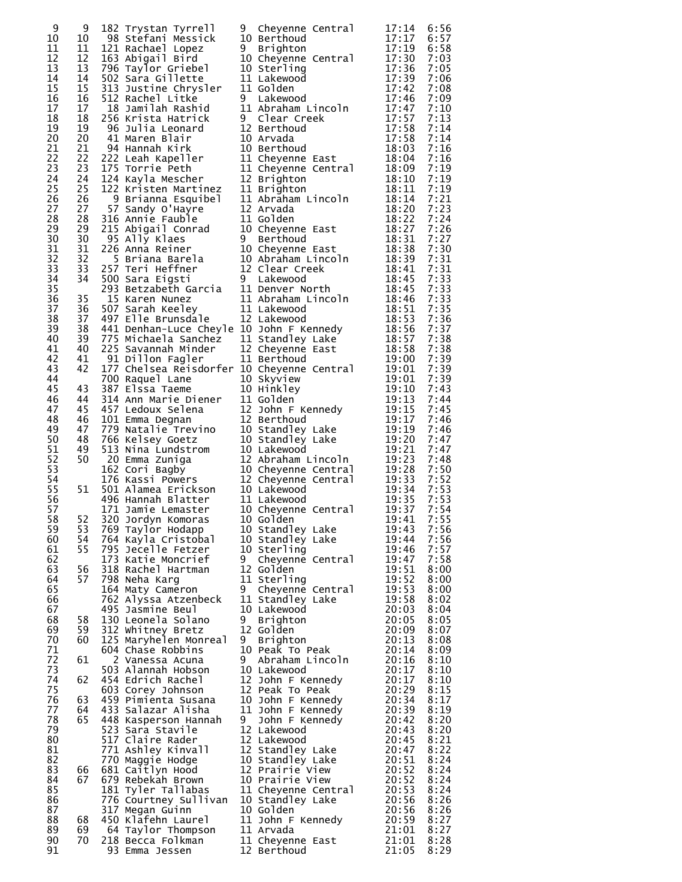| | | | | | | | |
|---|---|---|---|---|---|---|---|
| 9 | 9 | 182 | Trystan Tyrrell | 9 | Cheyenne Central | 17:14 | 6:56 |
| 10 | 10 | 98 | Stefani Messick | 10 | Berthoud | 17:17 | 6:57 |
| 11 | 11 | 121 | Rachael Lopez | 9 | Brighton | 17:19 | 6:58 |
| 12 | 12 | 163 | Abigail Bird | 10 | Cheyenne Central | 17:30 | 7:03 |
| 13 | 13 | 796 | Taylor Griebel | 10 | Sterling | 17:36 | 7:05 |
| 14 | 14 | 502 | Sara Gillette | 11 | Lakewood | 17:39 | 7:06 |
| 15 | 15 | 313 | Justine Chrysler | 11 | Golden | 17:42 | 7:08 |
| 16 | 16 | 512 | Rachel Litke | 9 | Lakewood | 17:46 | 7:09 |
| 17 | 17 | 18 | Jamilah Rashid | 11 | Abraham Lincoln | 17:47 | 7:10 |
| 18 | 18 | 256 | Krista Hatrick | 9 | Clear Creek | 17:57 | 7:13 |
| 19 | 19 | 96 | Julia Leonard | 12 | Berthoud | 17:58 | 7:14 |
| 20 | 20 | 41 | Maren Blair | 10 | Arvada | 17:58 | 7:14 |
| 21 | 21 | 94 | Hannah Kirk | 10 | Berthoud | 18:03 | 7:16 |
| 22 | 22 | 222 | Leah Kapeller | 11 | Cheyenne East | 18:04 | 7:16 |
| 23 | 23 | 175 | Torrie Peth | 11 | Cheyenne Central | 18:09 | 7:19 |
| 24 | 24 | 124 | Kayla Mescher | 12 | Brighton | 18:10 | 7:19 |
| 25 | 25 | 122 | Kristen Martinez | 11 | Brighton | 18:11 | 7:19 |
| 26 | 26 | 9 | Brianna Esquibel | 11 | Abraham Lincoln | 18:14 | 7:21 |
| 27 | 27 | 57 | Sandy O'Hayre | 12 | Arvada | 18:20 | 7:23 |
| 28 | 28 | 316 | Annie Fauble | 11 | Golden | 18:22 | 7:24 |
| 29 | 29 | 215 | Abigail Conrad | 10 | Cheyenne East | 18:27 | 7:26 |
| 30 | 30 | 95 | Ally Klaes | 9 | Berthoud | 18:31 | 7:27 |
| 31 | 31 | 226 | Anna Reiner | 10 | Cheyenne East | 18:38 | 7:30 |
| 32 | 32 | 5 | Briana Barela | 10 | Abraham Lincoln | 18:39 | 7:31 |
| 33 | 33 | 257 | Teri Heffner | 12 | Clear Creek | 18:41 | 7:31 |
| 34 | 34 | 500 | Sara Eigsti | 9 | Lakewood | 18:45 | 7:33 |
| 35 | | 293 | Betzabeth Garcia | 11 | Denver North | 18:45 | 7:33 |
| 36 | 35 | 15 | Karen Nunez | 11 | Abraham Lincoln | 18:46 | 7:33 |
| 37 | 36 | 507 | Sarah Keeley | 11 | Lakewood | 18:51 | 7:35 |
| 38 | 37 | 497 | Elle Brunsdale | 12 | Lakewood | 18:53 | 7:36 |
| 39 | 38 | 441 | Denhan-Luce Cheyle | 10 | John F Kennedy | 18:56 | 7:37 |
| 40 | 39 | 775 | Michaela Sanchez | 11 | Standley Lake | 18:57 | 7:38 |
| 41 | 40 | 225 | Savannah Minder | 12 | Cheyenne East | 18:58 | 7:38 |
| 42 | 41 | 91 | Dillon Fagler | 11 | Berthoud | 19:00 | 7:39 |
| 43 | 42 | 177 | Chelsea Reisdorfer | 10 | Cheyenne Central | 19:01 | 7:39 |
| 44 | | 700 | Raquel Lane | 10 | Skyview | 19:01 | 7:39 |
| 45 | 43 | 387 | Elssa Taeme | 10 | Hinkley | 19:10 | 7:43 |
| 46 | 44 | 314 | Ann Marie Diener | 11 | Golden | 19:13 | 7:44 |
| 47 | 45 | 457 | Ledoux Selena | 12 | John F Kennedy | 19:15 | 7:45 |
| 48 | 46 | 101 | Emma Degnan | 12 | Berthoud | 19:17 | 7:46 |
| 49 | 47 | 779 | Natalie Trevino | 10 | Standley Lake | 19:19 | 7:46 |
| 50 | 48 | 766 | Kelsey Goetz | 10 | Standley Lake | 19:20 | 7:47 |
| 51 | 49 | 513 | Nina Lundstrom | 10 | Lakewood | 19:21 | 7:47 |
| 52 | 50 | 20 | Emma Zuniga | 12 | Abraham Lincoln | 19:23 | 7:48 |
| 53 | | 162 | Cori Bagby | 10 | Cheyenne Central | 19:28 | 7:50 |
| 54 | | 176 | Kassi Powers | 12 | Cheyenne Central | 19:33 | 7:52 |
| 55 | 51 | 501 | Alamea Erickson | 10 | Lakewood | 19:34 | 7:53 |
| 56 | | 496 | Hannah Blatter | 11 | Lakewood | 19:35 | 7:53 |
| 57 | | 171 | Jamie Lemaster | 10 | Cheyenne Central | 19:37 | 7:54 |
| 58 | 52 | 320 | Jordyn Komoras | 10 | Golden | 19:41 | 7:55 |
| 59 | 53 | 769 | Taylor Hodapp | 10 | Standley Lake | 19:43 | 7:56 |
| 60 | 54 | 764 | Kayla Cristobal | 10 | Standley Lake | 19:44 | 7:56 |
| 61 | 55 | 795 | Jecelle Fetzer | 10 | Sterling | 19:46 | 7:57 |
| 62 | | 173 | Katie Moncrief | 9 | Cheyenne Central | 19:47 | 7:58 |
| 63 | 56 | 318 | Rachel Hartman | 12 | Golden | 19:51 | 8:00 |
| 64 | 57 | 798 | Neha Karg | 11 | Sterling | 19:52 | 8:00 |
| 65 | | 164 | Maty Cameron | 9 | Cheyenne Central | 19:53 | 8:00 |
| 66 | | 762 | Alyssa Atzenbeck | 11 | Standley Lake | 19:58 | 8:02 |
| 67 | | 495 | Jasmine Beul | 10 | Lakewood | 20:03 | 8:04 |
| 68 | 58 | 130 | Leonela Solano | 9 | Brighton | 20:05 | 8:05 |
| 69 | 59 | 312 | Whitney Bretz | 12 | Golden | 20:09 | 8:07 |
| 70 | 60 | 125 | Maryhelen Monreal | 9 | Brighton | 20:13 | 8:08 |
| 71 | | 604 | Chase Robbins | 10 | Peak To Peak | 20:14 | 8:09 |
| 72 | 61 | 2 | Vanessa Acuna | 9 | Abraham Lincoln | 20:16 | 8:10 |
| 73 | | 503 | Alannah Hobson | 10 | Lakewood | 20:17 | 8:10 |
| 74 | 62 | 454 | Edrich Rachel | 12 | John F Kennedy | 20:17 | 8:10 |
| 75 | | 603 | Corey Johnson | 12 | Peak To Peak | 20:29 | 8:15 |
| 76 | 63 | 459 | Pimienta Susana | 10 | John F Kennedy | 20:34 | 8:17 |
| 77 | 64 | 433 | Salazar Alisha | 11 | John F Kennedy | 20:39 | 8:19 |
| 78 | 65 | 448 | Kasperson Hannah | 9 | John F Kennedy | 20:42 | 8:20 |
| 79 | | 523 | Sara Stavile | 12 | Lakewood | 20:43 | 8:20 |
| 80 | | 517 | Claire Rader | 12 | Lakewood | 20:45 | 8:21 |
| 81 | | 771 | Ashley Kinvall | 12 | Standley Lake | 20:47 | 8:22 |
| 82 | | 770 | Maggie Hodge | 10 | Standley Lake | 20:51 | 8:24 |
| 83 | 66 | 681 | Caitlyn Hood | 12 | Prairie View | 20:52 | 8:24 |
| 84 | 67 | 679 | Rebekah Brown | 10 | Prairie View | 20:52 | 8:24 |
| 85 | | 181 | Tyler Tallabas | 11 | Cheyenne Central | 20:53 | 8:24 |
| 86 | | 776 | Courtney Sullivan | 10 | Standley Lake | 20:56 | 8:26 |
| 87 | | 317 | Megan Guinn | 10 | Golden | 20:56 | 8:26 |
| 88 | 68 | 450 | Klafehn Laurel | 11 | John F Kennedy | 20:59 | 8:27 |
| 89 | 69 | 64 | Taylor Thompson | 11 | Arvada | 21:01 | 8:27 |
| 90 | 70 | 218 | Becca Folkman | 11 | Cheyenne East | 21:01 | 8:28 |
| 91 | | 93 | Emma Jessen | 12 | Berthoud | 21:05 | 8:29 |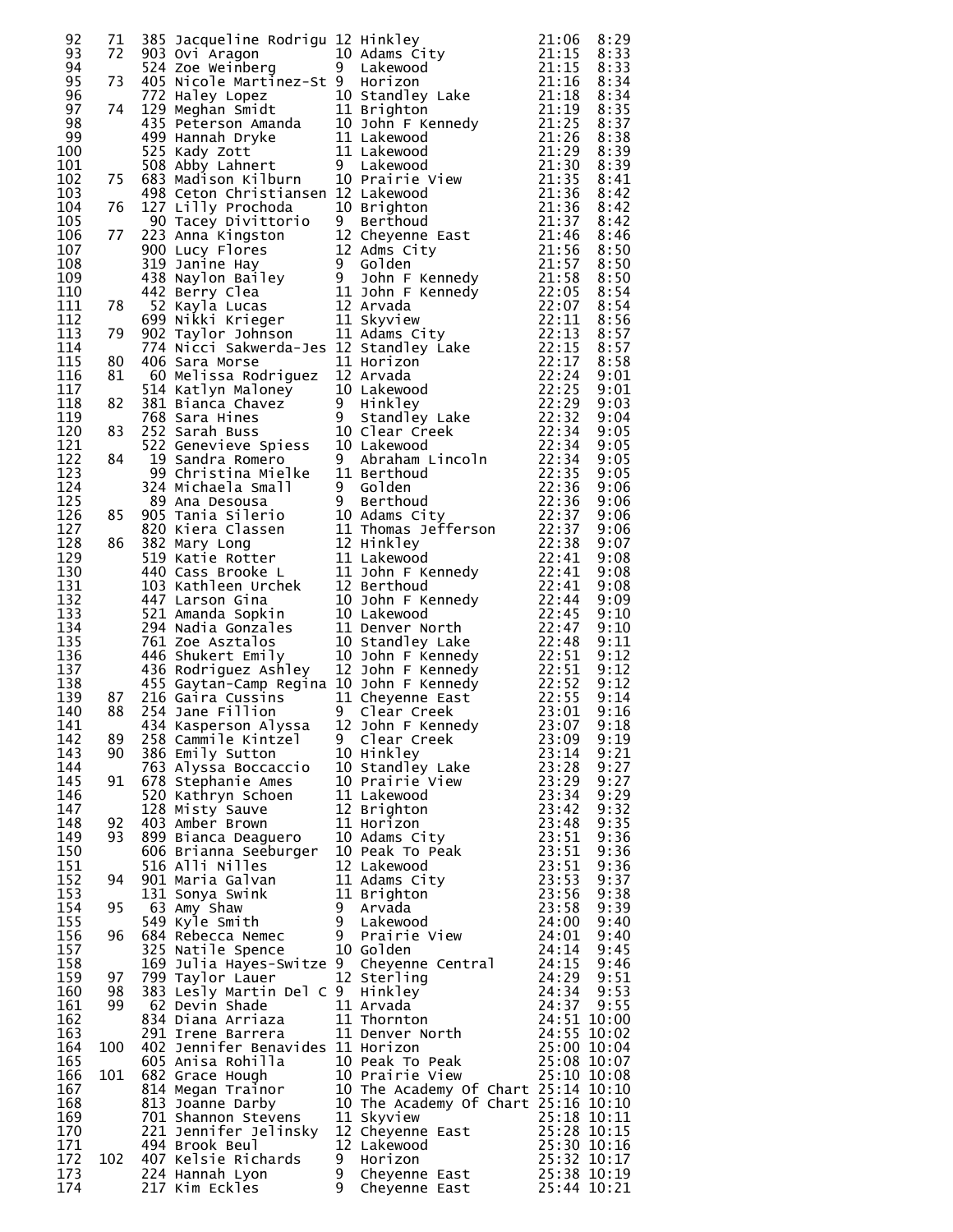| Place | Team Place | No. | Name | Yr | School | Time | Pace |
|---|---|---|---|---|---|---|---|
| 92 | 71 | 385 | Jacqueline Rodrigu | 12 | Hinkley | 21:06 | 8:29 |
| 93 | 72 | 903 | Ovi Aragon | 10 | Adams City | 21:15 | 8:33 |
| 94 | | 524 | Zoe Weinberg | 9 | Lakewood | 21:15 | 8:33 |
| 95 | 73 | 405 | Nicole Martinez-St | 9 | Horizon | 21:16 | 8:34 |
| 96 | | 772 | Haley Lopez | 10 | Standley Lake | 21:18 | 8:34 |
| 97 | 74 | 129 | Meghan Smidt | 11 | Brighton | 21:19 | 8:35 |
| 98 | | 435 | Peterson Amanda | 10 | John F Kennedy | 21:25 | 8:37 |
| 99 | | 499 | Hannah Dryke | 11 | Lakewood | 21:26 | 8:38 |
| 100 | | 525 | Kady Zott | 11 | Lakewood | 21:29 | 8:39 |
| 101 | | 508 | Abby Lahnert | 9 | Lakewood | 21:30 | 8:39 |
| 102 | 75 | 683 | Madison Kilburn | 10 | Prairie View | 21:35 | 8:41 |
| 103 | | 498 | Ceton Christiansen | 12 | Lakewood | 21:36 | 8:42 |
| 104 | 76 | 127 | Lilly Prochoda | 10 | Brighton | 21:36 | 8:42 |
| 105 | | 90 | Tacey Divittorio | 9 | Berthoud | 21:37 | 8:42 |
| 106 | 77 | 223 | Anna Kingston | 12 | Cheyenne East | 21:46 | 8:46 |
| 107 | | 900 | Lucy Flores | 12 | Adms City | 21:56 | 8:50 |
| 108 | | 319 | Janine Hay | 9 | Golden | 21:57 | 8:50 |
| 109 | | 438 | Naylon Bailey | 9 | John F Kennedy | 21:58 | 8:50 |
| 110 | | 442 | Berry Clea | 11 | John F Kennedy | 22:05 | 8:54 |
| 111 | 78 | 52 | Kayla Lucas | 12 | Arvada | 22:07 | 8:54 |
| 112 | | 699 | Nikki Krieger | 11 | Skyview | 22:11 | 8:56 |
| 113 | 79 | 902 | Taylor Johnson | 11 | Adams City | 22:13 | 8:57 |
| 114 | | 774 | Nicci Sakwerda-Jes | 12 | Standley Lake | 22:15 | 8:57 |
| 115 | 80 | 406 | Sara Morse | 11 | Horizon | 22:17 | 8:58 |
| 116 | 81 | 60 | Melissa Rodriguez | 12 | Arvada | 22:24 | 9:01 |
| 117 | | 514 | Katlyn Maloney | 10 | Lakewood | 22:25 | 9:01 |
| 118 | 82 | 381 | Bianca Chavez | 9 | Hinkley | 22:29 | 9:03 |
| 119 | | 768 | Sara Hines | 9 | Standley Lake | 22:32 | 9:04 |
| 120 | 83 | 252 | Sarah Buss | 10 | Clear Creek | 22:34 | 9:05 |
| 121 | | 522 | Genevieve Spiess | 10 | Lakewood | 22:34 | 9:05 |
| 122 | 84 | 19 | Sandra Romero | 9 | Abraham Lincoln | 22:34 | 9:05 |
| 123 | | 99 | Christina Mielke | 11 | Berthoud | 22:35 | 9:05 |
| 124 | | 324 | Michaela Small | 9 | Golden | 22:36 | 9:06 |
| 125 | | 89 | Ana Desousa | 9 | Berthoud | 22:36 | 9:06 |
| 126 | 85 | 905 | Tania Silerio | 10 | Adams City | 22:37 | 9:06 |
| 127 | | 820 | Kiera Classen | 11 | Thomas Jefferson | 22:37 | 9:06 |
| 128 | 86 | 382 | Mary Long | 12 | Hinkley | 22:38 | 9:07 |
| 129 | | 519 | Katie Rotter | 11 | Lakewood | 22:41 | 9:08 |
| 130 | | 440 | Cass Brooke L | 11 | John F Kennedy | 22:41 | 9:08 |
| 131 | | 103 | Kathleen Urchek | 12 | Berthoud | 22:41 | 9:08 |
| 132 | | 447 | Larson Gina | 10 | John F Kennedy | 22:44 | 9:09 |
| 133 | | 521 | Amanda Sopkin | 10 | Lakewood | 22:45 | 9:10 |
| 134 | | 294 | Nadia Gonzales | 11 | Denver North | 22:47 | 9:10 |
| 135 | | 761 | Zoe Asztalos | 10 | Standley Lake | 22:48 | 9:11 |
| 136 | | 446 | Shukert Emily | 10 | John F Kennedy | 22:51 | 9:12 |
| 137 | | 436 | Rodriguez Ashley | 12 | John F Kennedy | 22:51 | 9:12 |
| 138 | | 455 | Gaytan-Camp Regina | 10 | John F Kennedy | 22:52 | 9:12 |
| 139 | 87 | 216 | Gaira Cussins | 11 | Cheyenne East | 22:55 | 9:14 |
| 140 | 88 | 254 | Jane Fillion | 9 | Clear Creek | 23:01 | 9:16 |
| 141 | | 434 | Kasperson Alyssa | 12 | John F Kennedy | 23:07 | 9:18 |
| 142 | 89 | 258 | Cammile Kintzel | 9 | Clear Creek | 23:09 | 9:19 |
| 143 | 90 | 386 | Emily Sutton | 10 | Hinkley | 23:14 | 9:21 |
| 144 | | 763 | Alyssa Boccaccio | 10 | Standley Lake | 23:28 | 9:27 |
| 145 | 91 | 678 | Stephanie Ames | 10 | Prairie View | 23:29 | 9:27 |
| 146 | | 520 | Kathryn Schoen | 11 | Lakewood | 23:34 | 9:29 |
| 147 | | 128 | Misty Sauve | 12 | Brighton | 23:42 | 9:32 |
| 148 | 92 | 403 | Amber Brown | 11 | Horizon | 23:48 | 9:35 |
| 149 | 93 | 899 | Bianca Deaguero | 10 | Adams City | 23:51 | 9:36 |
| 150 | | 606 | Brianna Seeburger | 10 | Peak To Peak | 23:51 | 9:36 |
| 151 | | 516 | Alli Nilles | 12 | Lakewood | 23:51 | 9:36 |
| 152 | 94 | 901 | Maria Galvan | 11 | Adams City | 23:53 | 9:37 |
| 153 | | 131 | Sonya Swink | 11 | Brighton | 23:56 | 9:38 |
| 154 | 95 | 63 | Amy Shaw | 9 | Arvada | 23:58 | 9:39 |
| 155 | | 549 | Kyle Smith | 9 | Lakewood | 24:00 | 9:40 |
| 156 | 96 | 684 | Rebecca Nemec | 9 | Prairie View | 24:01 | 9:40 |
| 157 | | 325 | Natile Spence | 10 | Golden | 24:14 | 9:45 |
| 158 | | 169 | Julia Hayes-Switze | 9 | Cheyenne Central | 24:15 | 9:46 |
| 159 | 97 | 799 | Taylor Lauer | 12 | Sterling | 24:29 | 9:51 |
| 160 | 98 | 383 | Lesly Martin Del C | 9 | Hinkley | 24:34 | 9:53 |
| 161 | 99 | 62 | Devin Shade | 11 | Arvada | 24:37 | 9:55 |
| 162 | | 834 | Diana Arriaza | 11 | Thornton | 24:51 | 10:00 |
| 163 | | 291 | Irene Barrera | 11 | Denver North | 24:55 | 10:02 |
| 164 | 100 | 402 | Jennifer Benavides | 11 | Horizon | 25:00 | 10:04 |
| 165 | | 605 | Anisa Rohilla | 10 | Peak To Peak | 25:08 | 10:07 |
| 166 | 101 | 682 | Grace Hough | 10 | Prairie View | 25:10 | 10:08 |
| 167 | | 814 | Megan Trainor | 10 | The Academy Of Chart | 25:14 | 10:10 |
| 168 | | 813 | Joanne Darby | 10 | The Academy Of Chart | 25:16 | 10:10 |
| 169 | | 701 | Shannon Stevens | 11 | Skyview | 25:18 | 10:11 |
| 170 | | 221 | Jennifer Jelinsky | 12 | Cheyenne East | 25:28 | 10:15 |
| 171 | | 494 | Brook Beul | 12 | Lakewood | 25:30 | 10:16 |
| 172 | 102 | 407 | Kelsie Richards | 9 | Horizon | 25:32 | 10:17 |
| 173 | | 224 | Hannah Lyon | 9 | Cheyenne East | 25:38 | 10:19 |
| 174 | | 217 | Kim Eckles | 9 | Cheyenne East | 25:44 | 10:21 |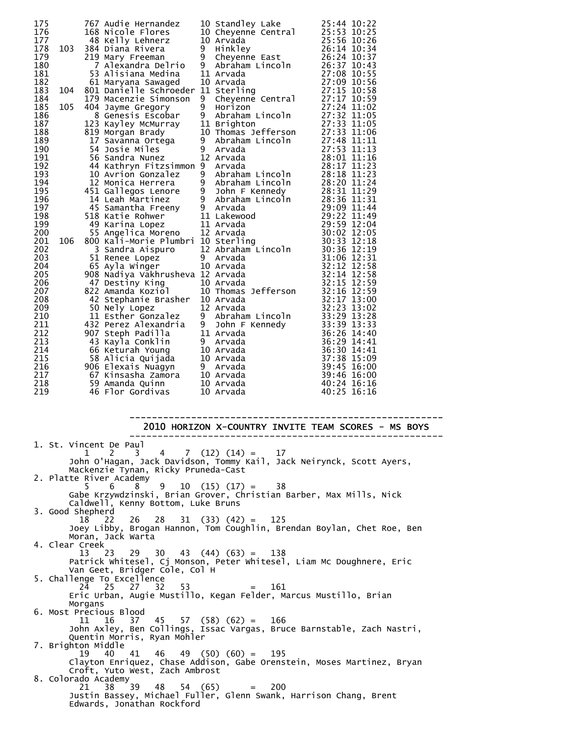| Place | Team Pl | No. | Name | Yr | School | Time | Pace |
|---|---|---|---|---|---|---|---|
| 175 | | 767 | Audie Hernandez | 10 | Standley Lake | 25:44 | 10:22 |
| 176 | | 168 | Nicole Flores | 10 | Cheyenne Central | 25:53 | 10:25 |
| 177 | | 48 | Kelly Lehnerz | 10 | Arvada | 25:56 | 10:26 |
| 178 | 103 | 384 | Diana Rivera | 9 | Hinkley | 26:14 | 10:34 |
| 179 | | 219 | Mary Freeman | 9 | Cheyenne East | 26:24 | 10:37 |
| 180 | | 7 | Alexandra Delrio | 9 | Abraham Lincoln | 26:37 | 10:43 |
| 181 | | 53 | Alisiana Medina | 11 | Arvada | 27:08 | 10:55 |
| 182 | | 61 | Maryana Sawaged | 10 | Arvada | 27:09 | 10:56 |
| 183 | 104 | 801 | Danielle Schroeder | 11 | Sterling | 27:15 | 10:58 |
| 184 | | 179 | Macenzie Simonson | 9 | Cheyenne Central | 27:17 | 10:59 |
| 185 | 105 | 404 | Jayme Gregory | 9 | Horizon | 27:24 | 11:02 |
| 186 | | 8 | Genesis Escobar | 9 | Abraham Lincoln | 27:32 | 11:05 |
| 187 | | 123 | Kayley McMurray | 11 | Brighton | 27:33 | 11:05 |
| 188 | | 819 | Morgan Brady | 10 | Thomas Jefferson | 27:33 | 11:06 |
| 189 | | 17 | Savanna Ortega | 9 | Abraham Lincoln | 27:48 | 11:11 |
| 190 | | 54 | Josie Miles | 9 | Arvada | 27:53 | 11:13 |
| 191 | | 56 | Sandra Nunez | 12 | Arvada | 28:01 | 11:16 |
| 192 | | 44 | Kathryn Fitzsimmon | 9 | Arvada | 28:17 | 11:23 |
| 193 | | 10 | Avrion Gonzalez | 9 | Abraham Lincoln | 28:18 | 11:23 |
| 194 | | 12 | Monica Herrera | 9 | Abraham Lincoln | 28:20 | 11:24 |
| 195 | | 451 | Gallegos Lenore | 9 | John F Kennedy | 28:31 | 11:29 |
| 196 | | 14 | Leah Martinez | 9 | Abraham Lincoln | 28:36 | 11:31 |
| 197 | | 45 | Samantha Freeny | 9 | Arvada | 29:09 | 11:44 |
| 198 | | 518 | Katie Rohwer | 11 | Lakewood | 29:22 | 11:49 |
| 199 | | 49 | Karina Lopez | 11 | Arvada | 29:59 | 12:04 |
| 200 | | 55 | Angelica Moreno | 12 | Arvada | 30:02 | 12:05 |
| 201 | 106 | 800 | Kali-Morie Plumbri | 10 | Sterling | 30:33 | 12:18 |
| 202 | | 3 | Sandra Aispuro | 12 | Abraham Lincoln | 30:36 | 12:19 |
| 203 | | 51 | Renee Lopez | 9 | Arvada | 31:06 | 12:31 |
| 204 | | 65 | Ayla Winger | 10 | Arvada | 32:12 | 12:58 |
| 205 | | 908 | Nadiya Vakhrusheva | 12 | Arvada | 32:14 | 12:58 |
| 206 | | 47 | Destiny King | 10 | Arvada | 32:15 | 12:59 |
| 207 | | 822 | Amanda Koziol | 10 | Thomas Jefferson | 32:16 | 12:59 |
| 208 | | 42 | Stephanie Brasher | 10 | Arvada | 32:17 | 13:00 |
| 209 | | 50 | Nely Lopez | 12 | Arvada | 32:23 | 13:02 |
| 210 | | 11 | Esther Gonzalez | 9 | Abraham Lincoln | 33:29 | 13:28 |
| 211 | | 432 | Perez Alexandria | 9 | John F Kennedy | 33:39 | 13:33 |
| 212 | | 907 | Steph Padilla | 11 | Arvada | 36:26 | 14:40 |
| 213 | | 43 | Kayla Conklin | 9 | Arvada | 36:29 | 14:41 |
| 214 | | 66 | Keturah Young | 10 | Arvada | 36:30 | 14:41 |
| 215 | | 58 | Alicia Quijada | 10 | Arvada | 37:38 | 15:09 |
| 216 | | 906 | Elexais Nuagyn | 9 | Arvada | 39:45 | 16:00 |
| 217 | | 67 | Kinsasha Zamora | 10 | Arvada | 39:46 | 16:00 |
| 218 | | 59 | Amanda Quinn | 10 | Arvada | 40:24 | 16:16 |
| 219 | | 46 | Flor Gordivas | 10 | Arvada | 40:25 | 16:16 |

## 2010 HORIZON X-COUNTRY INVITE TEAM SCORES - MS BOYS

1. St. Vincent De Paul
   1 2 3 4 7 (12) (14) = 17
   John O'Hagan, Jack Davidson, Tommy Kail, Jack Neirynck, Scott Ayers, Mackenzie Tynan, Ricky Pruneda-Cast
2. Platte River Academy
   5 6 8 9 10 (15) (17) = 38
   Gabe Krzywdzinski, Brian Grover, Christian Barber, Max Mills, Nick Caldwell, Kenny Bottom, Luke Bruns
3. Good Shepherd
   18 22 26 28 31 (33) (42) = 125
   Joey Libby, Brogan Hannon, Tom Coughlin, Brendan Boylan, Chet Roe, Ben Moran, Jack Warta
4. Clear Creek
   13 23 29 30 43 (44) (63) = 138
   Patrick Whitesel, Cj Monson, Peter Whitesel, Liam Mc Doughnere, Eric Van Geet, Bridger Cole, Col H
5. Challenge To Excellence
   24 25 27 32 53 = 161
   Eric Urban, Augie Mustillo, Kegan Felder, Marcus Mustillo, Brian Morgans
6. Most Precious Blood
   11 16 37 45 57 (58) (62) = 166
   John Axley, Ben Collings, Issac Vargas, Bruce Barnstable, Zach Nastri, Quentin Morris, Ryan Mohler
7. Brighton Middle
   19 40 41 46 49 (50) (60) = 195
   Clayton Enriquez, Chase Addison, Gabe Orenstein, Moses Martinez, Bryan Croft, Yuto West, Zach Ambrost
8. Colorado Academy
   21 38 39 48 54 (65) = 200
   Justin Bassey, Michael Fuller, Glenn Swank, Harrison Chang, Brent Edwards, Jonathan Rockford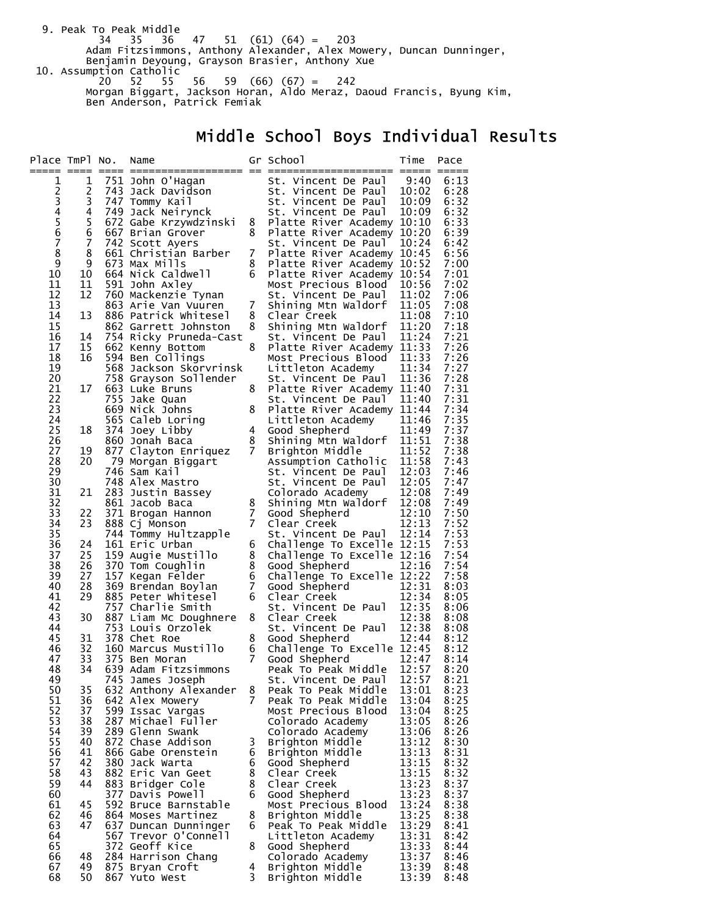9. Peak To Peak Middle
   34 35 36 47 51 (61) (64) = 203
   Adam Fitzsimmons, Anthony Alexander, Alex Mowery, Duncan Dunninger, Benjamin Deyoung, Grayson Brasier, Anthony Xue

10. Assumption Catholic
   20 52 55 56 59 (66) (67) = 242
   Morgan Biggart, Jackson Horan, Aldo Meraz, Daoud Francis, Byung Kim, Ben Anderson, Patrick Femiak

# Middle School Boys Individual Results

| Place | TmPl | No. | Name | Gr | School | Time | Pace |
|---|---|---|---|---|---|---|---|
| 1 | 1 | 751 | John O'Hagan | | St. Vincent De Paul | 9:40 | 6:13 |
| 2 | 2 | 743 | Jack Davidson | | St. Vincent De Paul | 10:02 | 6:28 |
| 3 | 3 | 747 | Tommy Kail | | St. Vincent De Paul | 10:09 | 6:32 |
| 4 | 4 | 749 | Jack Neirynck | | St. Vincent De Paul | 10:09 | 6:32 |
| 5 | 5 | 672 | Gabe Krzywdzinski | 8 | Platte River Academy | 10:10 | 6:33 |
| 6 | 6 | 667 | Brian Grover | 8 | Platte River Academy | 10:20 | 6:39 |
| 7 | 7 | 742 | Scott Ayers | | St. Vincent De Paul | 10:24 | 6:42 |
| 8 | 8 | 661 | Christian Barber | 7 | Platte River Academy | 10:45 | 6:56 |
| 9 | 9 | 673 | Max Mills | 8 | Platte River Academy | 10:52 | 7:00 |
| 10 | 10 | 664 | Nick Caldwell | 6 | Platte River Academy | 10:54 | 7:01 |
| 11 | 11 | 591 | John Axley | | Most Precious Blood | 10:56 | 7:02 |
| 12 | 12 | 760 | Mackenzie Tynan | | St. Vincent De Paul | 11:02 | 7:06 |
| 13 | | 863 | Arie Van Vuuren | 7 | Shining Mtn Waldorf | 11:05 | 7:08 |
| 14 | 13 | 886 | Patrick Whitesel | 8 | Clear Creek | 11:08 | 7:10 |
| 15 | | 862 | Garrett Johnston | 8 | Shining Mtn Waldorf | 11:20 | 7:18 |
| 16 | 14 | 754 | Ricky Pruneda-Cast | | St. Vincent De Paul | 11:24 | 7:21 |
| 17 | 15 | 662 | Kenny Bottom | 8 | Platte River Academy | 11:33 | 7:26 |
| 18 | 16 | 594 | Ben Collings | | Most Precious Blood | 11:33 | 7:26 |
| 19 | | 568 | Jackson Skorvrinsk | | Littleton Academy | 11:34 | 7:27 |
| 20 | | 758 | Grayson Sollender | | St. Vincent De Paul | 11:36 | 7:28 |
| 21 | 17 | 663 | Luke Bruns | 8 | Platte River Academy | 11:40 | 7:31 |
| 22 | | 755 | Jake Quan | | St. Vincent De Paul | 11:40 | 7:31 |
| 23 | | 669 | Nick Johns | 8 | Platte River Academy | 11:44 | 7:34 |
| 24 | | 565 | Caleb Loring | | Littleton Academy | 11:46 | 7:35 |
| 25 | 18 | 374 | Joey Libby | 4 | Good Shepherd | 11:49 | 7:37 |
| 26 | | 860 | Jonah Baca | 8 | Shining Mtn Waldorf | 11:51 | 7:38 |
| 27 | 19 | 877 | Clayton Enriquez | 7 | Brighton Middle | 11:52 | 7:38 |
| 28 | 20 | 79 | Morgan Biggart | | Assumption Catholic | 11:58 | 7:43 |
| 29 | | 746 | Sam Kail | | St. Vincent De Paul | 12:03 | 7:46 |
| 30 | | 748 | Alex Mastro | | St. Vincent De Paul | 12:05 | 7:47 |
| 31 | 21 | 283 | Justin Bassey | | Colorado Academy | 12:08 | 7:49 |
| 32 | | 861 | Jacob Baca | 8 | Shining Mtn Waldorf | 12:08 | 7:49 |
| 33 | 22 | 371 | Brogan Hannon | 7 | Good Shepherd | 12:10 | 7:50 |
| 34 | 23 | 888 | Cj Monson | 7 | Clear Creek | 12:13 | 7:52 |
| 35 | | 744 | Tommy Hultzapple | | St. Vincent De Paul | 12:14 | 7:53 |
| 36 | 24 | 161 | Eric Urban | 6 | Challenge To Excelle | 12:15 | 7:53 |
| 37 | 25 | 159 | Augie Mustillo | 8 | Challenge To Excelle | 12:16 | 7:54 |
| 38 | 26 | 370 | Tom Coughlin | 8 | Good Shepherd | 12:16 | 7:54 |
| 39 | 27 | 157 | Kegan Felder | 6 | Challenge To Excelle | 12:22 | 7:58 |
| 40 | 28 | 369 | Brendan Boylan | 7 | Good Shepherd | 12:31 | 8:03 |
| 41 | 29 | 885 | Peter Whitesel | 6 | Clear Creek | 12:34 | 8:05 |
| 42 | | 757 | Charlie Smith | | St. Vincent De Paul | 12:35 | 8:06 |
| 43 | 30 | 887 | Liam Mc Doughnere | 8 | Clear Creek | 12:38 | 8:08 |
| 44 | | 753 | Louis Orzolek | | St. Vincent De Paul | 12:38 | 8:08 |
| 45 | 31 | 378 | Chet Roe | 8 | Good Shepherd | 12:44 | 8:12 |
| 46 | 32 | 160 | Marcus Mustillo | 6 | Challenge To Excelle | 12:45 | 8:12 |
| 47 | 33 | 375 | Ben Moran | 7 | Good Shepherd | 12:47 | 8:14 |
| 48 | 34 | 639 | Adam Fitzsimmons | | Peak To Peak Middle | 12:57 | 8:20 |
| 49 | | 745 | James Joseph | | St. Vincent De Paul | 12:57 | 8:21 |
| 50 | 35 | 632 | Anthony Alexander | 8 | Peak To Peak Middle | 13:01 | 8:23 |
| 51 | 36 | 642 | Alex Mowery | 7 | Peak To Peak Middle | 13:04 | 8:25 |
| 52 | 37 | 599 | Issac Vargas | | Most Precious Blood | 13:04 | 8:25 |
| 53 | 38 | 287 | Michael Fuller | | Colorado Academy | 13:05 | 8:26 |
| 54 | 39 | 289 | Glenn Swank | | Colorado Academy | 13:06 | 8:26 |
| 55 | 40 | 872 | Chase Addison | 3 | Brighton Middle | 13:12 | 8:30 |
| 56 | 41 | 866 | Gabe Orenstein | 6 | Brighton Middle | 13:13 | 8:31 |
| 57 | 42 | 380 | Jack Warta | 6 | Good Shepherd | 13:15 | 8:32 |
| 58 | 43 | 882 | Eric Van Geet | 8 | Clear Creek | 13:15 | 8:32 |
| 59 | 44 | 883 | Bridger Cole | 8 | Clear Creek | 13:23 | 8:37 |
| 60 | | 377 | Davis Powell | 6 | Good Shepherd | 13:23 | 8:37 |
| 61 | 45 | 592 | Bruce Barnstable | | Most Precious Blood | 13:24 | 8:38 |
| 62 | 46 | 864 | Moses Martinez | 8 | Brighton Middle | 13:25 | 8:38 |
| 63 | 47 | 637 | Duncan Dunninger | 6 | Peak To Peak Middle | 13:29 | 8:41 |
| 64 | | 567 | Trevor O'Connell | | Littleton Academy | 13:31 | 8:42 |
| 65 | | 372 | Geoff Kice | 8 | Good Shepherd | 13:33 | 8:44 |
| 66 | 48 | 284 | Harrison Chang | | Colorado Academy | 13:37 | 8:46 |
| 67 | 49 | 875 | Bryan Croft | 4 | Brighton Middle | 13:39 | 8:48 |
| 68 | 50 | 867 | Yuto West | 3 | Brighton Middle | 13:39 | 8:48 |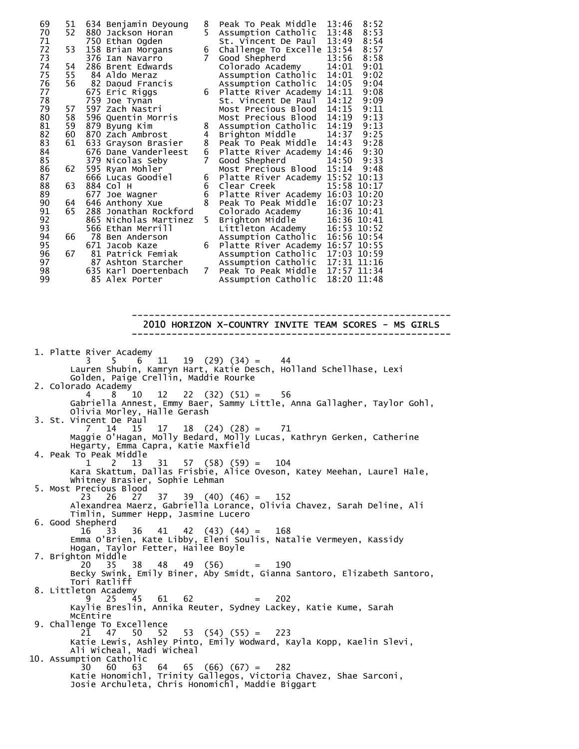| | | | | | | | |
|---|---|---|---|---|---|---|---|
| 69 | 51 | 634 | Benjamin Deyoung | 8 | Peak To Peak Middle | 13:46 | 8:52 |
| 70 | 52 | 880 | Jackson Horan | 5 | Assumption Catholic | 13:48 | 8:53 |
| 71 | | 750 | Ethan Ogden | | St. Vincent De Paul | 13:49 | 8:54 |
| 72 | 53 | 158 | Brian Morgans | 6 | Challenge To Excelle | 13:54 | 8:57 |
| 73 | | 376 | Ian Navarro | 7 | Good Shepherd | 13:56 | 8:58 |
| 74 | 54 | 286 | Brent Edwards | | Colorado Academy | 14:01 | 9:01 |
| 75 | 55 | 84 | Aldo Meraz | | Assumption Catholic | 14:01 | 9:02 |
| 76 | 56 | 82 | Daoud Francis | | Assumption Catholic | 14:05 | 9:04 |
| 77 | | 675 | Eric Riggs | 6 | Platte River Academy | 14:11 | 9:08 |
| 78 | | 759 | Joe Tynan | | St. Vincent De Paul | 14:12 | 9:09 |
| 79 | 57 | 597 | Zach Nastri | | Most Precious Blood | 14:15 | 9:11 |
| 80 | 58 | 596 | Quentin Morris | | Most Precious Blood | 14:19 | 9:13 |
| 81 | 59 | 879 | Byung Kim | 8 | Assumption Catholic | 14:19 | 9:13 |
| 82 | 60 | 870 | Zach Ambrost | 4 | Brighton Middle | 14:37 | 9:25 |
| 83 | 61 | 633 | Grayson Brasier | 8 | Peak To Peak Middle | 14:43 | 9:28 |
| 84 | | 676 | Dane Vanderleest | 6 | Platte River Academy | 14:46 | 9:30 |
| 85 | | 379 | Nicolas Seby | 7 | Good Shepherd | 14:50 | 9:33 |
| 86 | 62 | 595 | Ryan Mohler | | Most Precious Blood | 15:14 | 9:48 |
| 87 | | 666 | Lucas Goodiel | 6 | Platte River Academy | 15:52 | 10:13 |
| 88 | 63 | 884 | Col H | 6 | Clear Creek | 15:58 | 10:17 |
| 89 | | 677 | Joe Wagner | 6 | Platte River Academy | 16:03 | 10:20 |
| 90 | 64 | 646 | Anthony Xue | 8 | Peak To Peak Middle | 16:07 | 10:23 |
| 91 | 65 | 288 | Jonathan Rockford | | Colorado Academy | 16:36 | 10:41 |
| 92 | | 865 | Nicholas Martinez | 5 | Brighton Middle | 16:36 | 10:41 |
| 93 | | 566 | Ethan Merrill | | Littleton Academy | 16:53 | 10:52 |
| 94 | 66 | 78 | Ben Anderson | | Assumption Catholic | 16:56 | 10:54 |
| 95 | | 671 | Jacob Kaze | 6 | Platte River Academy | 16:57 | 10:55 |
| 96 | 67 | 81 | Patrick Femiak | | Assumption Catholic | 17:03 | 10:59 |
| 97 | | 87 | Ashton Starcher | | Assumption Catholic | 17:31 | 11:16 |
| 98 | | 635 | Karl Doertenbach | 7 | Peak To Peak Middle | 17:57 | 11:34 |
| 99 | | 85 | Alex Porter | | Assumption Catholic | 18:20 | 11:48 |

## 2010 HORIZON X-COUNTRY INVITE TEAM SCORES - MS GIRLS

1. Platte River Academy
   3 5 6 11 19 (29) (34) = 44
   Lauren Shubin, Kamryn Hart, Katie Desch, Holland Schellhase, Lexi Golden, Paige Crellin, Maddie Rourke
2. Colorado Academy
   4 8 10 12 22 (32) (51) = 56
   Gabriella Annest, Emmy Baer, Sammy Little, Anna Gallagher, Taylor Gohl, Olivia Morley, Halle Gerash
3. St. Vincent De Paul
   7 14 15 17 18 (24) (28) = 71
   Maggie O'Hagan, Molly Bedard, Molly Lucas, Kathryn Gerken, Catherine Hegarty, Emma Capra, Katie Maxfield
4. Peak To Peak Middle
   1 2 13 31 57 (58) (59) = 104
   Kara Skattum, Dallas Frisbie, Alice Oveson, Katey Meehan, Laurel Hale, Whitney Brasier, Sophie Lehman
5. Most Precious Blood
   23 26 27 37 39 (40) (46) = 152
   Alexandrea Maerz, Gabriella Lorance, Olivia Chavez, Sarah Deline, Ali Timlin, Summer Hepp, Jasmine Lucero
6. Good Shepherd
   16 33 36 41 42 (43) (44) = 168
   Emma O'Brien, Kate Libby, Eleni Soulis, Natalie Vermeyen, Kassidy Hogan, Taylor Fetter, Hailee Boyle
7. Brighton Middle
   20 35 38 48 49 (56) = 190
   Becky Swink, Emily Biner, Aby Smidt, Gianna Santoro, Elizabeth Santoro, Tori Ratliff
8. Littleton Academy
   9 25 45 61 62 = 202
   Kaylie Breslin, Annika Reuter, Sydney Lackey, Katie Kume, Sarah McEntire
9. Challenge To Excellence
   21 47 50 52 53 (54) (55) = 223
   Katie Lewis, Ashley Pinto, Emily Wodward, Kayla Kopp, Kaelin Slevi, Ali Wicheal, Madi Wicheal
10. Assumption Catholic
    30 60 63 64 65 (66) (67) = 282
    Katie Honomichl, Trinity Gallegos, Victoria Chavez, Shae Sarconi, Josie Archuleta, Chris Honomichl, Maddie Biggart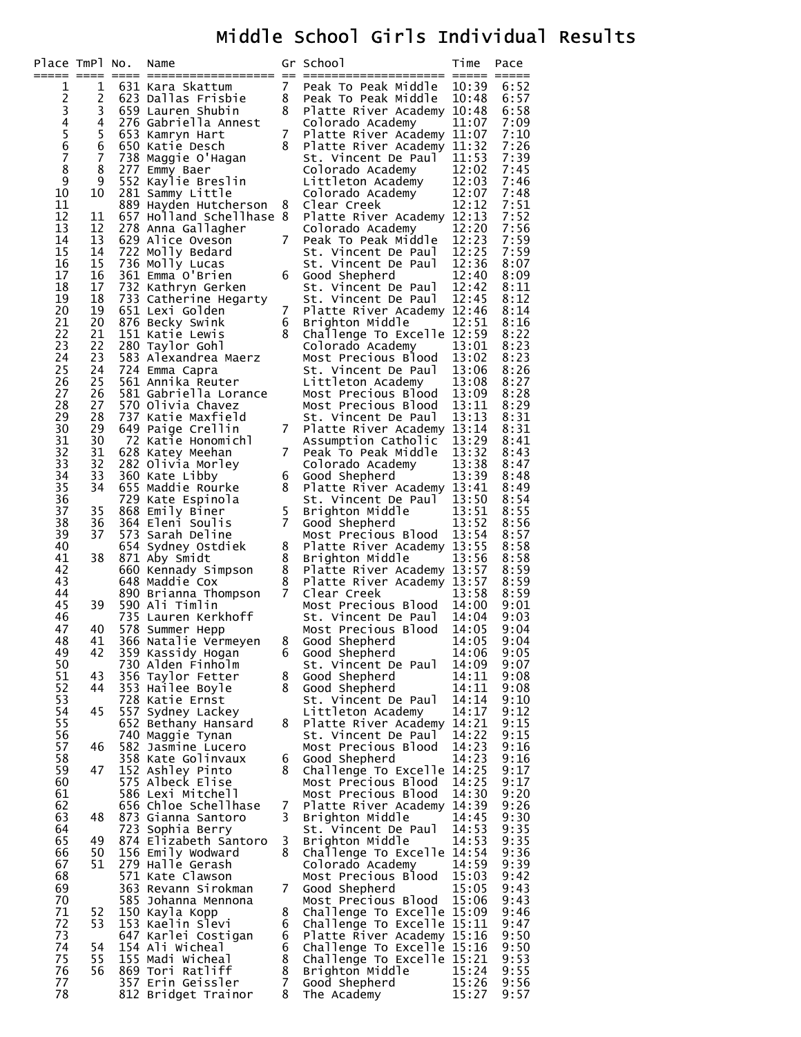# Middle School Girls Individual Results

| Place | TmPl | No. | Name | Gr | School | Time | Pace |
|---|---|---|---|---|---|---|---|
| 1 | 1 | 631 | Kara Skattum | 7 | Peak To Peak Middle | 10:39 | 6:52 |
| 2 | 2 | 623 | Dallas Frisbie | 8 | Peak To Peak Middle | 10:48 | 6:57 |
| 3 | 3 | 659 | Lauren Shubin | 8 | Platte River Academy | 10:48 | 6:58 |
| 4 | 4 | 276 | Gabriella Annest | | Colorado Academy | 11:07 | 7:09 |
| 5 | 5 | 653 | Kamryn Hart | 7 | Platte River Academy | 11:07 | 7:10 |
| 6 | 6 | 650 | Katie Desch | 8 | Platte River Academy | 11:32 | 7:26 |
| 7 | 7 | 738 | Maggie O'Hagan | | St. Vincent De Paul | 11:53 | 7:39 |
| 8 | 8 | 277 | Emmy Baer | | Colorado Academy | 12:02 | 7:45 |
| 9 | 9 | 552 | Kaylie Breslin | | Littleton Academy | 12:03 | 7:46 |
| 10 | 10 | 281 | Sammy Little | | Colorado Academy | 12:07 | 7:48 |
| 11 | | 889 | Hayden Hutcherson | 8 | Clear Creek | 12:12 | 7:51 |
| 12 | 11 | 657 | Holland Schellhase | 8 | Platte River Academy | 12:13 | 7:52 |
| 13 | 12 | 278 | Anna Gallagher | | Colorado Academy | 12:20 | 7:56 |
| 14 | 13 | 629 | Alice Oveson | 7 | Peak To Peak Middle | 12:23 | 7:59 |
| 15 | 14 | 722 | Molly Bedard | | St. Vincent De Paul | 12:25 | 7:59 |
| 16 | 15 | 736 | Molly Lucas | | St. Vincent De Paul | 12:36 | 8:07 |
| 17 | 16 | 361 | Emma O'Brien | 6 | Good Shepherd | 12:40 | 8:09 |
| 18 | 17 | 732 | Kathryn Gerken | | St. Vincent De Paul | 12:42 | 8:11 |
| 19 | 18 | 733 | Catherine Hegarty | | St. Vincent De Paul | 12:45 | 8:12 |
| 20 | 19 | 651 | Lexi Golden | 7 | Platte River Academy | 12:46 | 8:14 |
| 21 | 20 | 876 | Becky Swink | 6 | Brighton Middle | 12:51 | 8:16 |
| 22 | 21 | 151 | Katie Lewis | 8 | Challenge To Excelle | 12:59 | 8:22 |
| 23 | 22 | 280 | Taylor Gohl | | Colorado Academy | 13:01 | 8:23 |
| 24 | 23 | 583 | Alexandrea Maerz | | Most Precious Blood | 13:02 | 8:23 |
| 25 | 24 | 724 | Emma Capra | | St. Vincent De Paul | 13:06 | 8:26 |
| 26 | 25 | 561 | Annika Reuter | | Littleton Academy | 13:08 | 8:27 |
| 27 | 26 | 581 | Gabriella Lorance | | Most Precious Blood | 13:09 | 8:28 |
| 28 | 27 | 570 | Olivia Chavez | | Most Precious Blood | 13:11 | 8:29 |
| 29 | 28 | 737 | Katie Maxfield | | St. Vincent De Paul | 13:13 | 8:31 |
| 30 | 29 | 649 | Paige Crellin | 7 | Platte River Academy | 13:14 | 8:31 |
| 31 | 30 | 72 | Katie Honomichl | | Assumption Catholic | 13:29 | 8:41 |
| 32 | 31 | 628 | Katey Meehan | 7 | Peak To Peak Middle | 13:32 | 8:43 |
| 33 | 32 | 282 | Olivia Morley | | Colorado Academy | 13:38 | 8:47 |
| 34 | 33 | 360 | Kate Libby | 6 | Good Shepherd | 13:39 | 8:48 |
| 35 | 34 | 655 | Maddie Rourke | 8 | Platte River Academy | 13:41 | 8:49 |
| 36 | | 729 | Kate Espinola | | St. Vincent De Paul | 13:50 | 8:54 |
| 37 | 35 | 868 | Emily Biner | 5 | Brighton Middle | 13:51 | 8:55 |
| 38 | 36 | 364 | Eleni Soulis | 7 | Good Shepherd | 13:52 | 8:56 |
| 39 | 37 | 573 | Sarah Deline | | Most Precious Blood | 13:54 | 8:57 |
| 40 | | 654 | Sydney Ostdiek | 8 | Platte River Academy | 13:55 | 8:58 |
| 41 | 38 | 871 | Aby Smidt | 8 | Brighton Middle | 13:56 | 8:58 |
| 42 | | 660 | Kennady Simpson | 8 | Platte River Academy | 13:57 | 8:59 |
| 43 | | 648 | Maddie Cox | 8 | Platte River Academy | 13:57 | 8:59 |
| 44 | | 890 | Brianna Thompson | 7 | Clear Creek | 13:58 | 8:59 |
| 45 | 39 | 590 | Ali Timlin | | Most Precious Blood | 14:00 | 9:01 |
| 46 | | 735 | Lauren Kerkhoff | | St. Vincent De Paul | 14:04 | 9:03 |
| 47 | 40 | 578 | Summer Hepp | | Most Precious Blood | 14:05 | 9:04 |
| 48 | 41 | 366 | Natalie Vermeyen | 8 | Good Shepherd | 14:05 | 9:04 |
| 49 | 42 | 359 | Kassidy Hogan | 6 | Good Shepherd | 14:06 | 9:05 |
| 50 | | 730 | Alden Finholm | | St. Vincent De Paul | 14:09 | 9:07 |
| 51 | 43 | 356 | Taylor Fetter | 8 | Good Shepherd | 14:11 | 9:08 |
| 52 | 44 | 353 | Hailee Boyle | 8 | Good Shepherd | 14:11 | 9:08 |
| 53 | | 728 | Katie Ernst | | St. Vincent De Paul | 14:14 | 9:10 |
| 54 | 45 | 557 | Sydney Lackey | | Littleton Academy | 14:17 | 9:12 |
| 55 | | 652 | Bethany Hansard | 8 | Platte River Academy | 14:21 | 9:15 |
| 56 | | 740 | Maggie Tynan | | St. Vincent De Paul | 14:22 | 9:15 |
| 57 | 46 | 582 | Jasmine Lucero | | Most Precious Blood | 14:23 | 9:16 |
| 58 | | 358 | Kate Golinvaux | 6 | Good Shepherd | 14:23 | 9:16 |
| 59 | 47 | 152 | Ashley Pinto | 8 | Challenge To Excelle | 14:25 | 9:17 |
| 60 | | 575 | Albeck Elise | | Most Precious Blood | 14:25 | 9:17 |
| 61 | | 586 | Lexi Mitchell | | Most Precious Blood | 14:30 | 9:20 |
| 62 | | 656 | Chloe Schellhase | 7 | Platte River Academy | 14:39 | 9:26 |
| 63 | 48 | 873 | Gianna Santoro | 3 | Brighton Middle | 14:45 | 9:30 |
| 64 | | 723 | Sophia Berry | | St. Vincent De Paul | 14:53 | 9:35 |
| 65 | 49 | 874 | Elizabeth Santoro | 3 | Brighton Middle | 14:53 | 9:35 |
| 66 | 50 | 156 | Emily Wodward | 8 | Challenge To Excelle | 14:54 | 9:36 |
| 67 | 51 | 279 | Halle Gerash | | Colorado Academy | 14:59 | 9:39 |
| 68 | | 571 | Kate Clawson | | Most Precious Blood | 15:03 | 9:42 |
| 69 | | 363 | Revann Sirokman | 7 | Good Shepherd | 15:05 | 9:43 |
| 70 | | 585 | Johanna Mennona | | Most Precious Blood | 15:06 | 9:43 |
| 71 | 52 | 150 | Kayla Kopp | 8 | Challenge To Excelle | 15:09 | 9:46 |
| 72 | 53 | 153 | Kaelin Slevi | 6 | Challenge To Excelle | 15:11 | 9:47 |
| 73 | | 647 | Karlei Costigan | 6 | Platte River Academy | 15:16 | 9:50 |
| 74 | 54 | 154 | Ali Wicheal | 6 | Challenge To Excelle | 15:16 | 9:50 |
| 75 | 55 | 155 | Madi Wicheal | 8 | Challenge To Excelle | 15:21 | 9:53 |
| 76 | 56 | 869 | Tori Ratliff | 8 | Brighton Middle | 15:24 | 9:55 |
| 77 | | 357 | Erin Geissler | 7 | Good Shepherd | 15:26 | 9:56 |
| 78 | | 812 | Bridget Trainor | 8 | The Academy | 15:27 | 9:57 |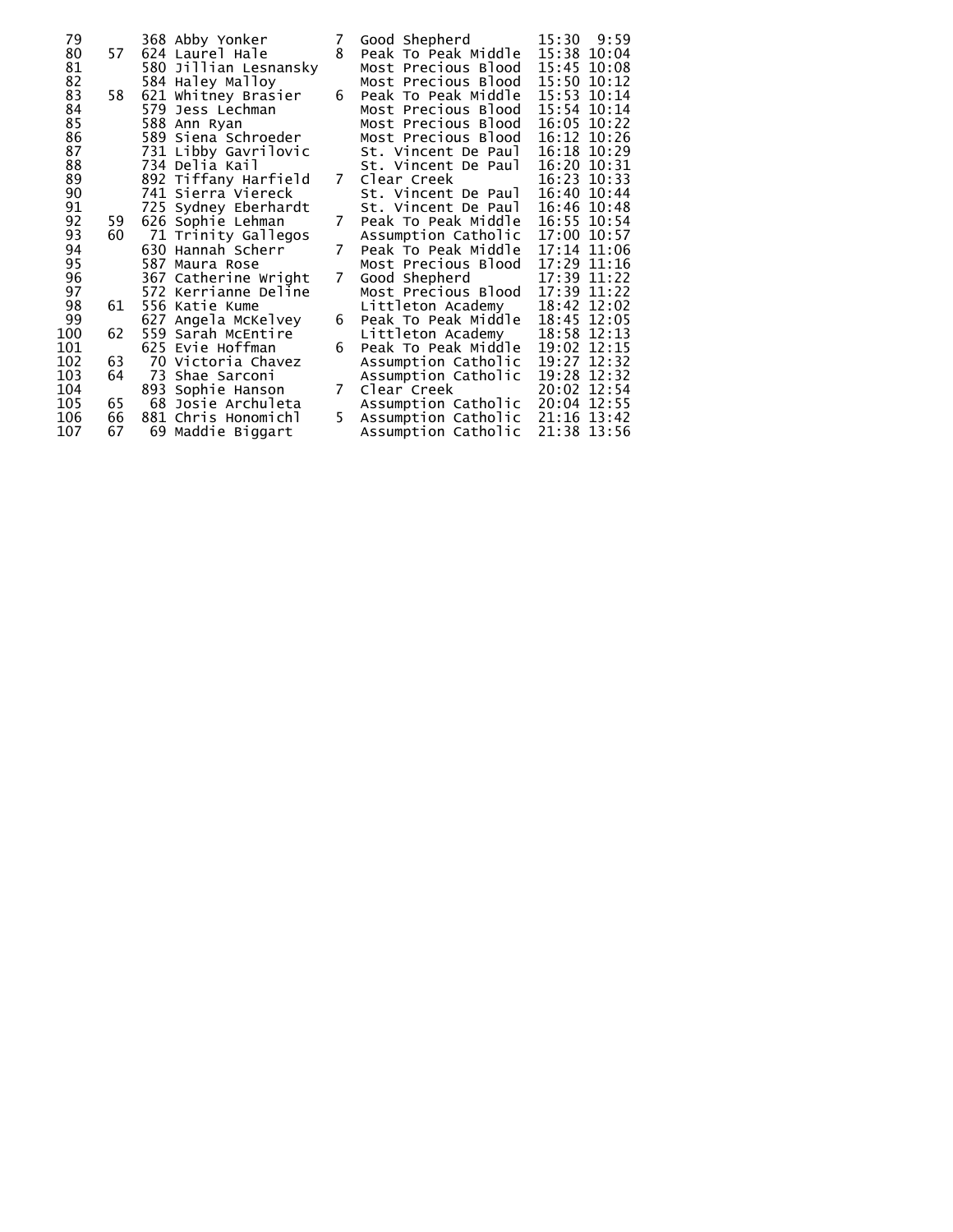| | | | | | | | |
|---|---|---|---|---|---|---|---|
| 79 | | 368 | Abby Yonker | 7 | Good Shepherd | 15:30 | 9:59 |
| 80 | 57 | 624 | Laurel Hale | 8 | Peak To Peak Middle | 15:38 | 10:04 |
| 81 | | 580 | Jillian Lesnansky | | Most Precious Blood | 15:45 | 10:08 |
| 82 | | 584 | Haley Malloy | | Most Precious Blood | 15:50 | 10:12 |
| 83 | 58 | 621 | Whitney Brasier | 6 | Peak To Peak Middle | 15:53 | 10:14 |
| 84 | | 579 | Jess Lechman | | Most Precious Blood | 15:54 | 10:14 |
| 85 | | 588 | Ann Ryan | | Most Precious Blood | 16:05 | 10:22 |
| 86 | | 589 | Siena Schroeder | | Most Precious Blood | 16:12 | 10:26 |
| 87 | | 731 | Libby Gavrilovic | | St. Vincent De Paul | 16:18 | 10:29 |
| 88 | | 734 | Delia Kail | | St. Vincent De Paul | 16:20 | 10:31 |
| 89 | | 892 | Tiffany Harfield | 7 | Clear Creek | 16:23 | 10:33 |
| 90 | | 741 | Sierra Viereck | | St. Vincent De Paul | 16:40 | 10:44 |
| 91 | | 725 | Sydney Eberhardt | | St. Vincent De Paul | 16:46 | 10:48 |
| 92 | 59 | 626 | Sophie Lehman | 7 | Peak To Peak Middle | 16:55 | 10:54 |
| 93 | 60 | 71 | Trinity Gallegos | | Assumption Catholic | 17:00 | 10:57 |
| 94 | | 630 | Hannah Scherr | 7 | Peak To Peak Middle | 17:14 | 11:06 |
| 95 | | 587 | Maura Rose | | Most Precious Blood | 17:29 | 11:16 |
| 96 | | 367 | Catherine Wright | 7 | Good Shepherd | 17:39 | 11:22 |
| 97 | | 572 | Kerrianne Deline | | Most Precious Blood | 17:39 | 11:22 |
| 98 | 61 | 556 | Katie Kume | | Littleton Academy | 18:42 | 12:02 |
| 99 | | 627 | Angela McKelvey | 6 | Peak To Peak Middle | 18:45 | 12:05 |
| 100 | 62 | 559 | Sarah McEntire | | Littleton Academy | 18:58 | 12:13 |
| 101 | | 625 | Evie Hoffman | 6 | Peak To Peak Middle | 19:02 | 12:15 |
| 102 | 63 | 70 | Victoria Chavez | | Assumption Catholic | 19:27 | 12:32 |
| 103 | 64 | 73 | Shae Sarconi | | Assumption Catholic | 19:28 | 12:32 |
| 104 | | 893 | Sophie Hanson | 7 | Clear Creek | 20:02 | 12:54 |
| 105 | 65 | 68 | Josie Archuleta | | Assumption Catholic | 20:04 | 12:55 |
| 106 | 66 | 881 | Chris Honomichl | 5 | Assumption Catholic | 21:16 | 13:42 |
| 107 | 67 | 69 | Maddie Biggart | | Assumption Catholic | 21:38 | 13:56 |